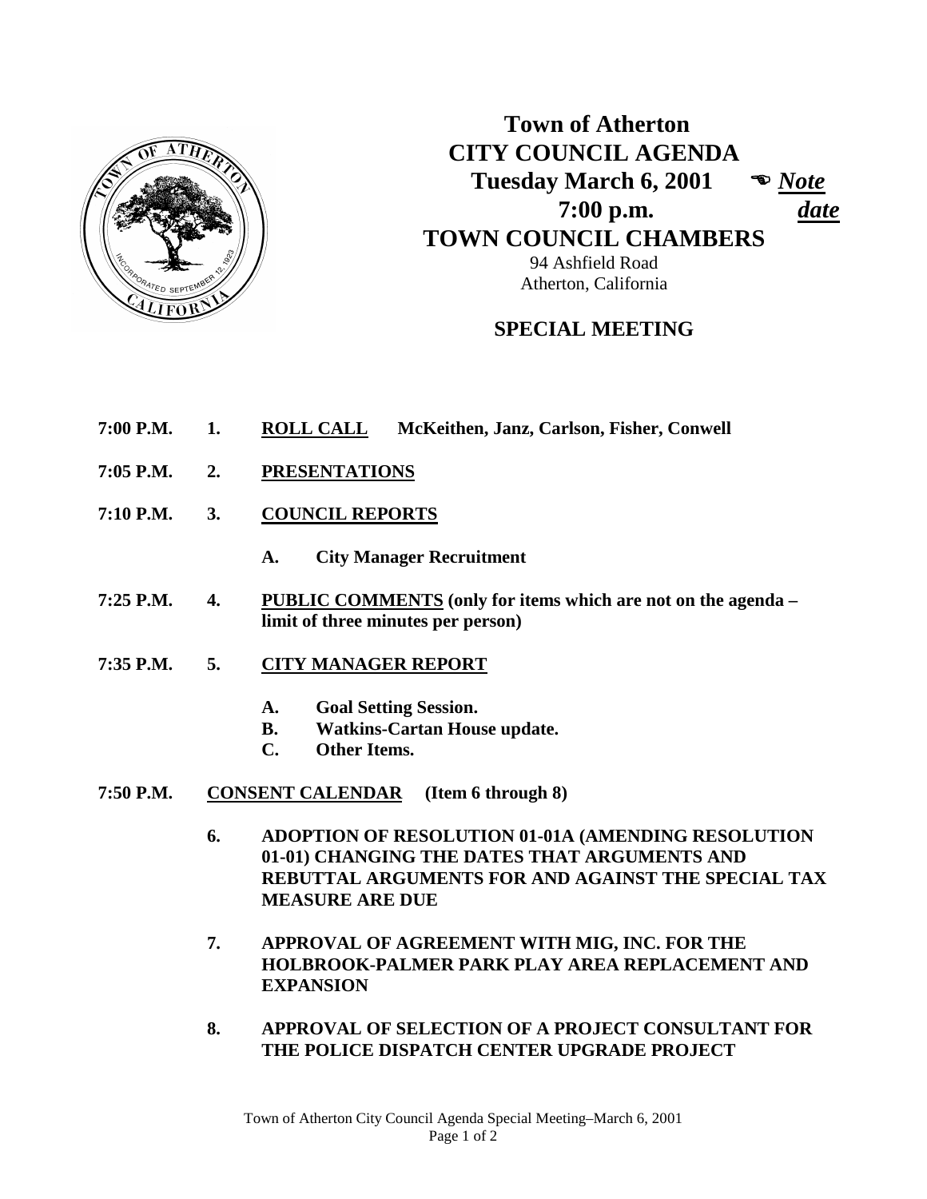# Town of Atherton
# CITY COUNCIL AGENDA

**Tuesday March 6, 2001** ☜ ***Note date***

**7:00 p.m.**

## TOWN COUNCIL CHAMBERS

94 Ashfield Road
Atherton, California

## SPECIAL MEETING

**7:00 P.M. 1. ROLL CALL McKeithen, Janz, Carlson, Fisher, Conwell**

**7:05 P.M. 2. PRESENTATIONS**

**7:10 P.M. 3. COUNCIL REPORTS**

- **A. City Manager Recruitment**

**7:25 P.M. 4. PUBLIC COMMENTS (only for items which are not on the agenda – limit of three minutes per person)**

**7:35 P.M. 5. CITY MANAGER REPORT**

- **A. Goal Setting Session.**
- **B. Watkins-Cartan House update.**
- **C. Other Items.**

**7:50 P.M. CONSENT CALENDAR (Item 6 through 8)**

**6. ADOPTION OF RESOLUTION 01-01A (AMENDING RESOLUTION 01-01) CHANGING THE DATES THAT ARGUMENTS AND REBUTTAL ARGUMENTS FOR AND AGAINST THE SPECIAL TAX MEASURE ARE DUE**

**7. APPROVAL OF AGREEMENT WITH MIG, INC. FOR THE HOLBROOK-PALMER PARK PLAY AREA REPLACEMENT AND EXPANSION**

**8. APPROVAL OF SELECTION OF A PROJECT CONSULTANT FOR THE POLICE DISPATCH CENTER UPGRADE PROJECT**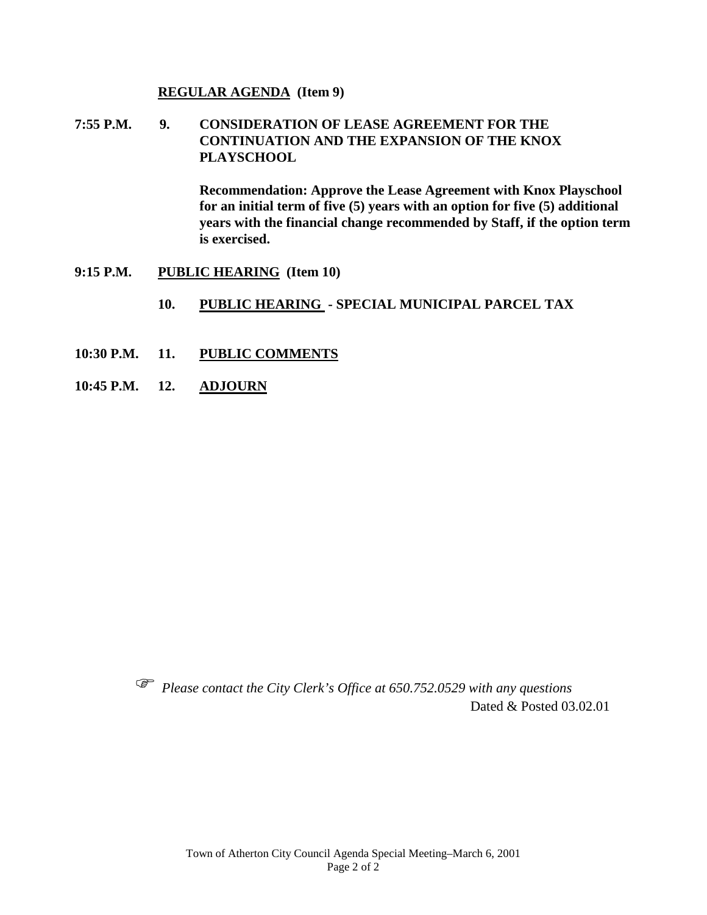**REGULAR AGENDA (Item 9)**

**7:55 P.M. 9. CONSIDERATION OF LEASE AGREEMENT FOR THE CONTINUATION AND THE EXPANSION OF THE KNOX PLAYSCHOOL**

**Recommendation: Approve the Lease Agreement with Knox Playschool for an initial term of five (5) years with an option for five (5) additional years with the financial change recommended by Staff, if the option term is exercised.**

**9:15 P.M. PUBLIC HEARING (Item 10)**

**10. PUBLIC HEARING - SPECIAL MUNICIPAL PARCEL TAX**

**10:30 P.M. 11. PUBLIC COMMENTS**

**10:45 P.M. 12. ADJOURN**

☞ *Please contact the City Clerk's Office at 650.752.0529 with any questions*

Dated & Posted 03.02.01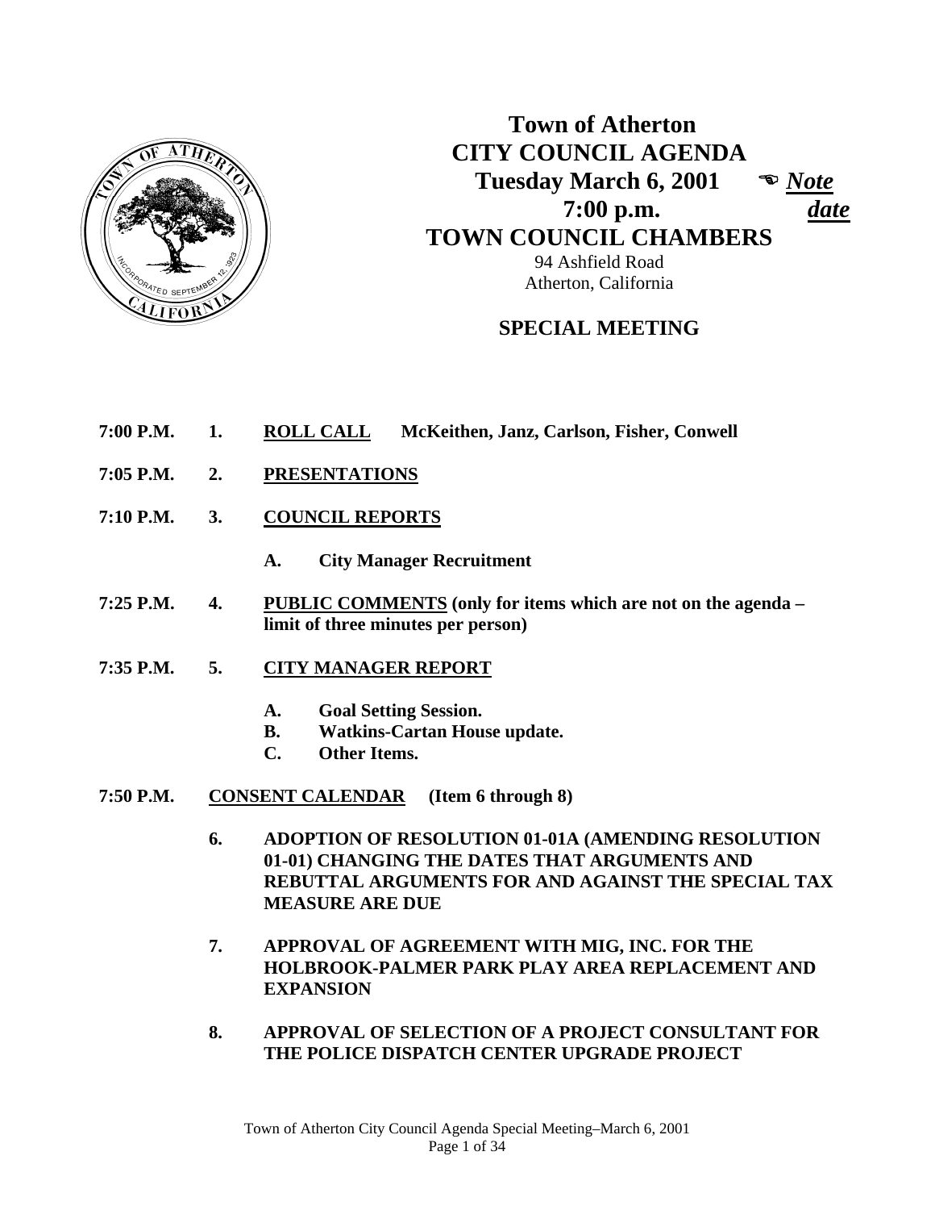# Town of Atherton
# CITY COUNCIL AGENDA
## Tuesday March 6, 2001 ☜ *Note date*
## 7:00 p.m.
## TOWN COUNCIL CHAMBERS

94 Ashfield Road
Atherton, California

## SPECIAL MEETING

**7:00 P.M. 1. ROLL CALL McKeithen, Janz, Carlson, Fisher, Conwell**

**7:05 P.M. 2. PRESENTATIONS**

**7:10 P.M. 3. COUNCIL REPORTS**

- **A. City Manager Recruitment**

**7:25 P.M. 4. PUBLIC COMMENTS (only for items which are not on the agenda – limit of three minutes per person)**

**7:35 P.M. 5. CITY MANAGER REPORT**

- **A. Goal Setting Session.**
- **B. Watkins-Cartan House update.**
- **C. Other Items.**

**7:50 P.M. CONSENT CALENDAR (Item 6 through 8)**

**6. ADOPTION OF RESOLUTION 01-01A (AMENDING RESOLUTION 01-01) CHANGING THE DATES THAT ARGUMENTS AND REBUTTAL ARGUMENTS FOR AND AGAINST THE SPECIAL TAX MEASURE ARE DUE**

**7. APPROVAL OF AGREEMENT WITH MIG, INC. FOR THE HOLBROOK-PALMER PARK PLAY AREA REPLACEMENT AND EXPANSION**

**8. APPROVAL OF SELECTION OF A PROJECT CONSULTANT FOR THE POLICE DISPATCH CENTER UPGRADE PROJECT**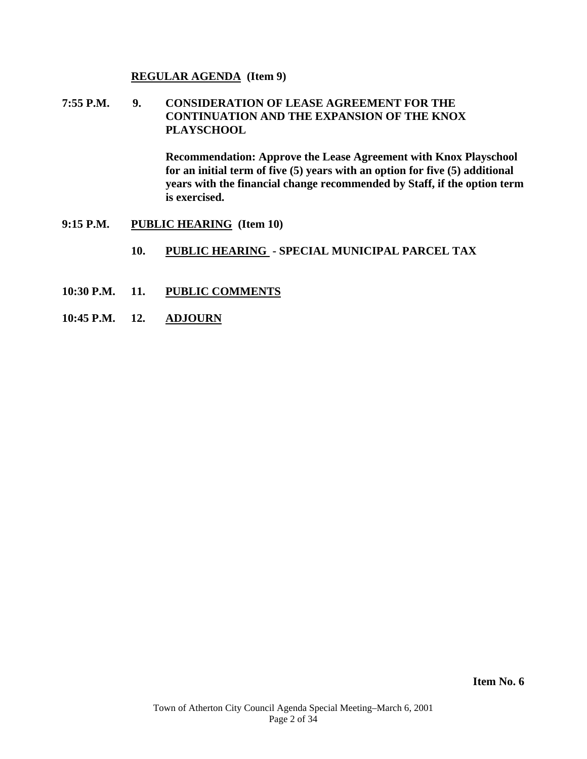**REGULAR AGENDA (Item 9)**

**7:55 P.M. 9. CONSIDERATION OF LEASE AGREEMENT FOR THE CONTINUATION AND THE EXPANSION OF THE KNOX PLAYSCHOOL**

**Recommendation: Approve the Lease Agreement with Knox Playschool for an initial term of five (5) years with an option for five (5) additional years with the financial change recommended by Staff, if the option term is exercised.**

**9:15 P.M. PUBLIC HEARING (Item 10)**

**10. PUBLIC HEARING - SPECIAL MUNICIPAL PARCEL TAX**

**10:30 P.M. 11. PUBLIC COMMENTS**

**10:45 P.M. 12. ADJOURN**

**Item No. 6**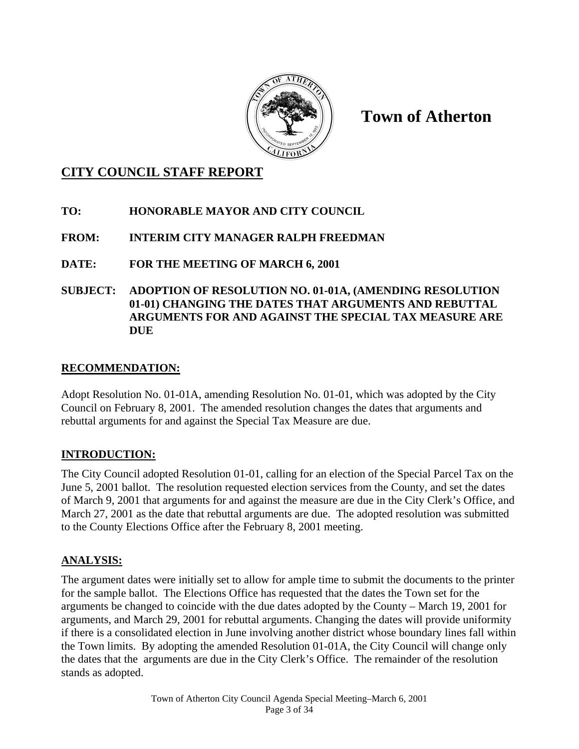# Town of Atherton

## CITY COUNCIL STAFF REPORT

**TO: HONORABLE MAYOR AND CITY COUNCIL**

**FROM: INTERIM CITY MANAGER RALPH FREEDMAN**

**DATE: FOR THE MEETING OF MARCH 6, 2001**

**SUBJECT: ADOPTION OF RESOLUTION NO. 01-01A, (AMENDING RESOLUTION 01-01) CHANGING THE DATES THAT ARGUMENTS AND REBUTTAL ARGUMENTS FOR AND AGAINST THE SPECIAL TAX MEASURE ARE DUE**

### RECOMMENDATION:

Adopt Resolution No. 01-01A, amending Resolution No. 01-01, which was adopted by the City Council on February 8, 2001. The amended resolution changes the dates that arguments and rebuttal arguments for and against the Special Tax Measure are due.

### INTRODUCTION:

The City Council adopted Resolution 01-01, calling for an election of the Special Parcel Tax on the June 5, 2001 ballot. The resolution requested election services from the County, and set the dates of March 9, 2001 that arguments for and against the measure are due in the City Clerk's Office, and March 27, 2001 as the date that rebuttal arguments are due. The adopted resolution was submitted to the County Elections Office after the February 8, 2001 meeting.

### ANALYSIS:

The argument dates were initially set to allow for ample time to submit the documents to the printer for the sample ballot. The Elections Office has requested that the dates the Town set for the arguments be changed to coincide with the due dates adopted by the County – March 19, 2001 for arguments, and March 29, 2001 for rebuttal arguments. Changing the dates will provide uniformity if there is a consolidated election in June involving another district whose boundary lines fall within the Town limits. By adopting the amended Resolution 01-01A, the City Council will change only the dates that the arguments are due in the City Clerk's Office. The remainder of the resolution stands as adopted.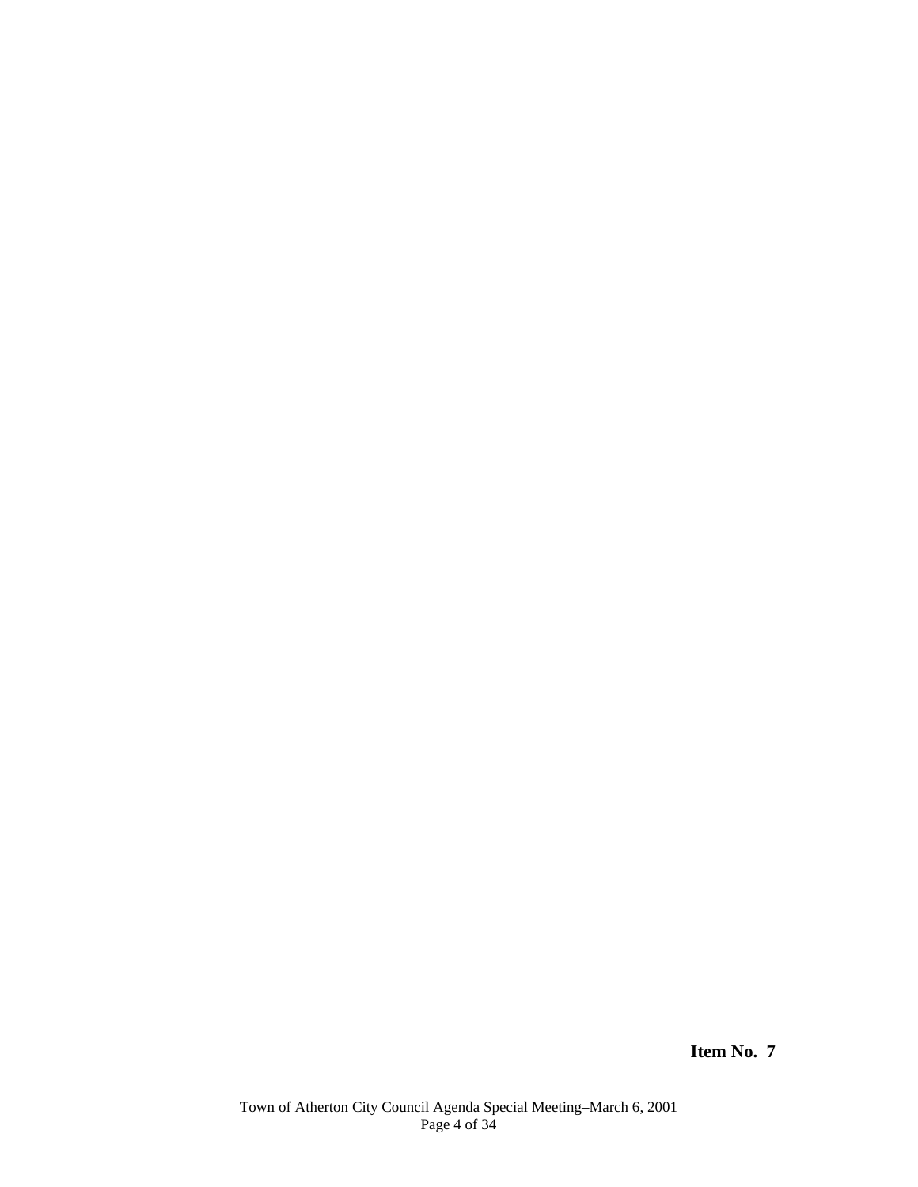**Item No. 7**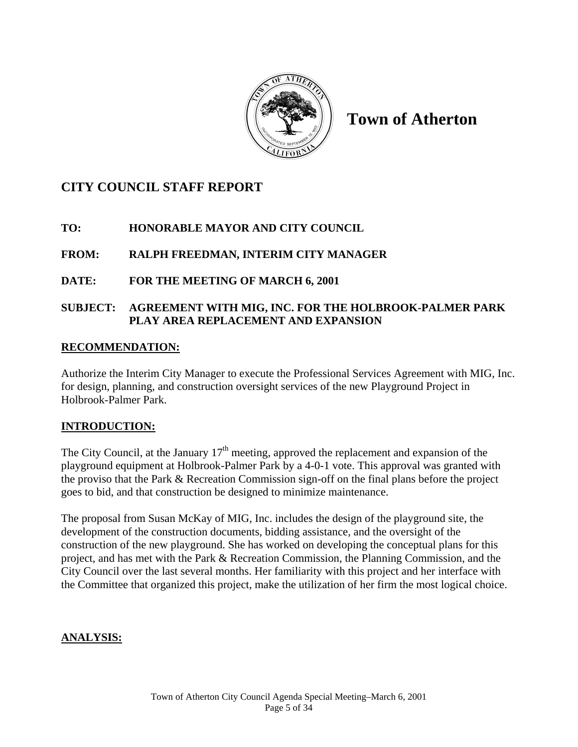# Town of Atherton

## CITY COUNCIL STAFF REPORT

**TO:** HONORABLE MAYOR AND CITY COUNCIL

**FROM:** RALPH FREEDMAN, INTERIM CITY MANAGER

**DATE:** FOR THE MEETING OF MARCH 6, 2001

**SUBJECT:** AGREEMENT WITH MIG, INC. FOR THE HOLBROOK-PALMER PARK PLAY AREA REPLACEMENT AND EXPANSION

**RECOMMENDATION:**

Authorize the Interim City Manager to execute the Professional Services Agreement with MIG, Inc. for design, planning, and construction oversight services of the new Playground Project in Holbrook-Palmer Park.

**INTRODUCTION:**

The City Council, at the January 17th meeting, approved the replacement and expansion of the playground equipment at Holbrook-Palmer Park by a 4-0-1 vote. This approval was granted with the proviso that the Park & Recreation Commission sign-off on the final plans before the project goes to bid, and that construction be designed to minimize maintenance.

The proposal from Susan McKay of MIG, Inc. includes the design of the playground site, the development of the construction documents, bidding assistance, and the oversight of the construction of the new playground. She has worked on developing the conceptual plans for this project, and has met with the Park & Recreation Commission, the Planning Commission, and the City Council over the last several months. Her familiarity with this project and her interface with the Committee that organized this project, make the utilization of her firm the most logical choice.

**ANALYSIS:**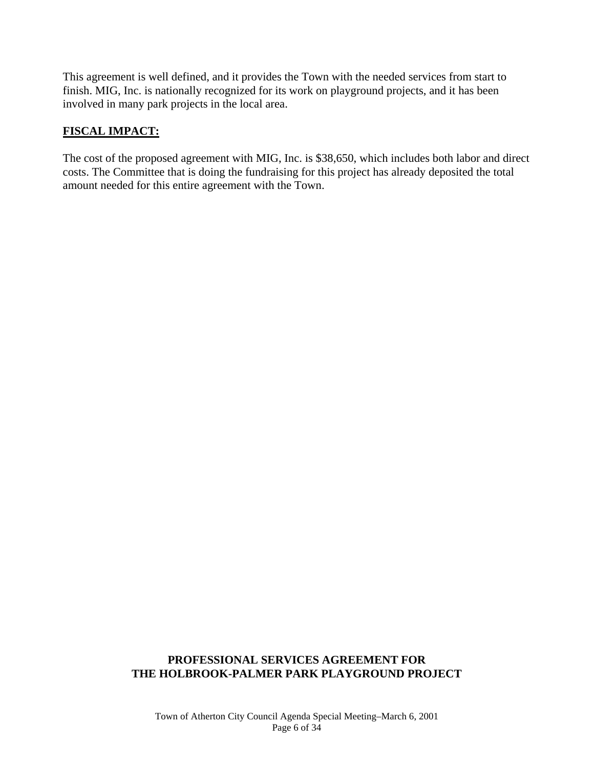This agreement is well defined, and it provides the Town with the needed services from start to finish. MIG, Inc. is nationally recognized for its work on playground projects, and it has been involved in many park projects in the local area.

## FISCAL IMPACT:

The cost of the proposed agreement with MIG, Inc. is $38,650, which includes both labor and direct costs. The Committee that is doing the fundraising for this project has already deposited the total amount needed for this entire agreement with the Town.

**PROFESSIONAL SERVICES AGREEMENT FOR THE HOLBROOK-PALMER PARK PLAYGROUND PROJECT**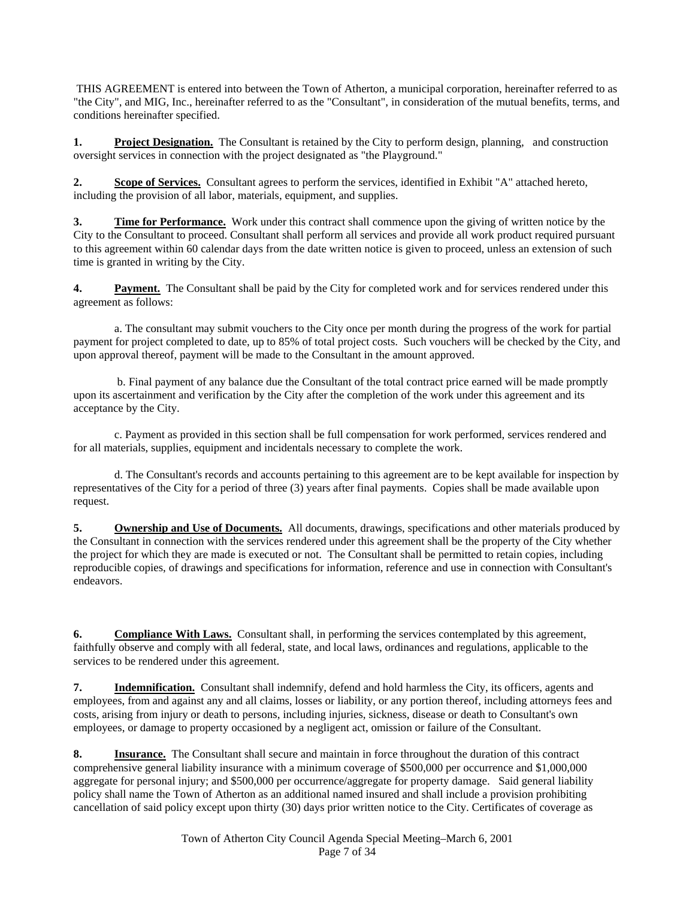THIS AGREEMENT is entered into between the Town of Atherton, a municipal corporation, hereinafter referred to as "the City", and MIG, Inc., hereinafter referred to as the "Consultant", in consideration of the mutual benefits, terms, and conditions hereinafter specified.

**1. <u>Project Designation.</u>** The Consultant is retained by the City to perform design, planning, and construction oversight services in connection with the project designated as "the Playground."

**2. <u>Scope of Services.</u>** Consultant agrees to perform the services, identified in Exhibit "A" attached hereto, including the provision of all labor, materials, equipment, and supplies.

**3. <u>Time for Performance.</u>** Work under this contract shall commence upon the giving of written notice by the City to the Consultant to proceed. Consultant shall perform all services and provide all work product required pursuant to this agreement within 60 calendar days from the date written notice is given to proceed, unless an extension of such time is granted in writing by the City.

**4. <u>Payment.</u>** The Consultant shall be paid by the City for completed work and for services rendered under this agreement as follows:

a. The consultant may submit vouchers to the City once per month during the progress of the work for partial payment for project completed to date, up to 85% of total project costs. Such vouchers will be checked by the City, and upon approval thereof, payment will be made to the Consultant in the amount approved.

b. Final payment of any balance due the Consultant of the total contract price earned will be made promptly upon its ascertainment and verification by the City after the completion of the work under this agreement and its acceptance by the City.

c. Payment as provided in this section shall be full compensation for work performed, services rendered and for all materials, supplies, equipment and incidentals necessary to complete the work.

d. The Consultant's records and accounts pertaining to this agreement are to be kept available for inspection by representatives of the City for a period of three (3) years after final payments. Copies shall be made available upon request.

**5. <u>Ownership and Use of Documents.</u>** All documents, drawings, specifications and other materials produced by the Consultant in connection with the services rendered under this agreement shall be the property of the City whether the project for which they are made is executed or not. The Consultant shall be permitted to retain copies, including reproducible copies, of drawings and specifications for information, reference and use in connection with Consultant's endeavors.

**6. <u>Compliance With Laws.</u>** Consultant shall, in performing the services contemplated by this agreement, faithfully observe and comply with all federal, state, and local laws, ordinances and regulations, applicable to the services to be rendered under this agreement.

**7. <u>Indemnification.</u>** Consultant shall indemnify, defend and hold harmless the City, its officers, agents and employees, from and against any and all claims, losses or liability, or any portion thereof, including attorneys fees and costs, arising from injury or death to persons, including injuries, sickness, disease or death to Consultant's own employees, or damage to property occasioned by a negligent act, omission or failure of the Consultant.

**8. <u>Insurance.</u>** The Consultant shall secure and maintain in force throughout the duration of this contract comprehensive general liability insurance with a minimum coverage of $500,000 per occurrence and $1,000,000 aggregate for personal injury; and $500,000 per occurrence/aggregate for property damage. Said general liability policy shall name the Town of Atherton as an additional named insured and shall include a provision prohibiting cancellation of said policy except upon thirty (30) days prior written notice to the City. Certificates of coverage as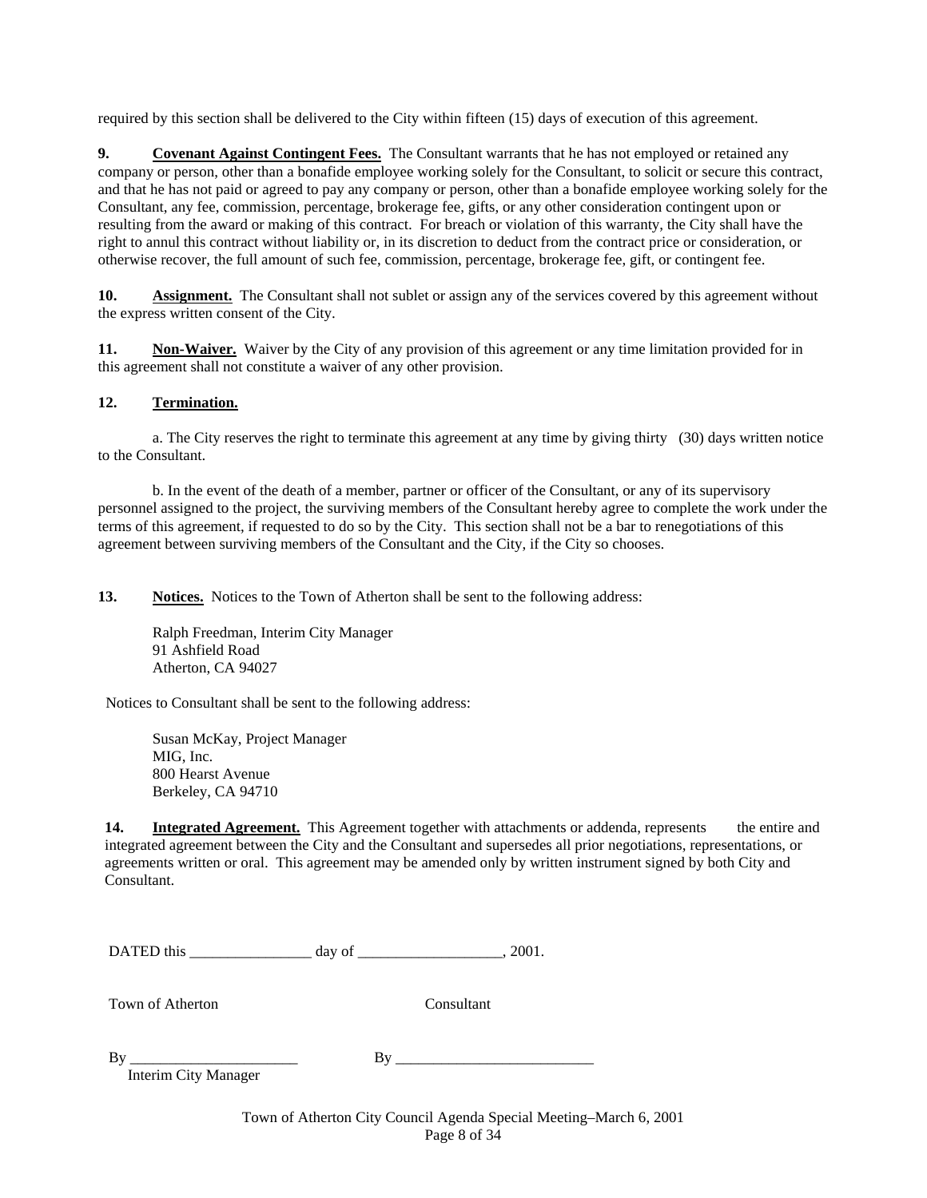required by this section shall be delivered to the City within fifteen (15) days of execution of this agreement.

**9. Covenant Against Contingent Fees.** The Consultant warrants that he has not employed or retained any company or person, other than a bonafide employee working solely for the Consultant, to solicit or secure this contract, and that he has not paid or agreed to pay any company or person, other than a bonafide employee working solely for the Consultant, any fee, commission, percentage, brokerage fee, gifts, or any other consideration contingent upon or resulting from the award or making of this contract. For breach or violation of this warranty, the City shall have the right to annul this contract without liability or, in its discretion to deduct from the contract price or consideration, or otherwise recover, the full amount of such fee, commission, percentage, brokerage fee, gift, or contingent fee.

**10. Assignment.** The Consultant shall not sublet or assign any of the services covered by this agreement without the express written consent of the City.

**11. Non-Waiver.** Waiver by the City of any provision of this agreement or any time limitation provided for in this agreement shall not constitute a waiver of any other provision.

**12. Termination.**

a. The City reserves the right to terminate this agreement at any time by giving thirty (30) days written notice to the Consultant.

b. In the event of the death of a member, partner or officer of the Consultant, or any of its supervisory personnel assigned to the project, the surviving members of the Consultant hereby agree to complete the work under the terms of this agreement, if requested to do so by the City. This section shall not be a bar to renegotiations of this agreement between surviving members of the Consultant and the City, if the City so chooses.

**13. Notices.** Notices to the Town of Atherton shall be sent to the following address:

Ralph Freedman, Interim City Manager
91 Ashfield Road
Atherton, CA 94027

Notices to Consultant shall be sent to the following address:

Susan McKay, Project Manager
MIG, Inc.
800 Hearst Avenue
Berkeley, CA 94710

**14. Integrated Agreement.** This Agreement together with attachments or addenda, represents the entire and integrated agreement between the City and the Consultant and supersedes all prior negotiations, representations, or agreements written or oral. This agreement may be amended only by written instrument signed by both City and Consultant.

DATED this ________________ day of ___________________, 2001.

Town of Atherton                                        Consultant

By ______________________                    By __________________________
Interim City Manager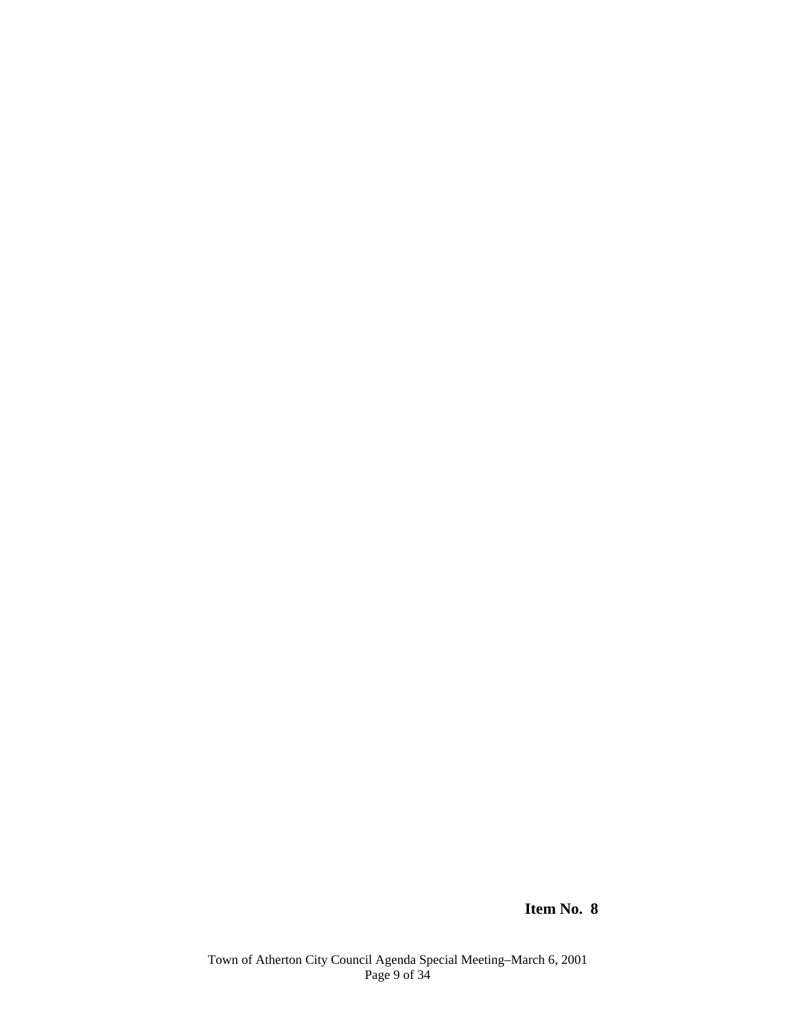**Item No. 8**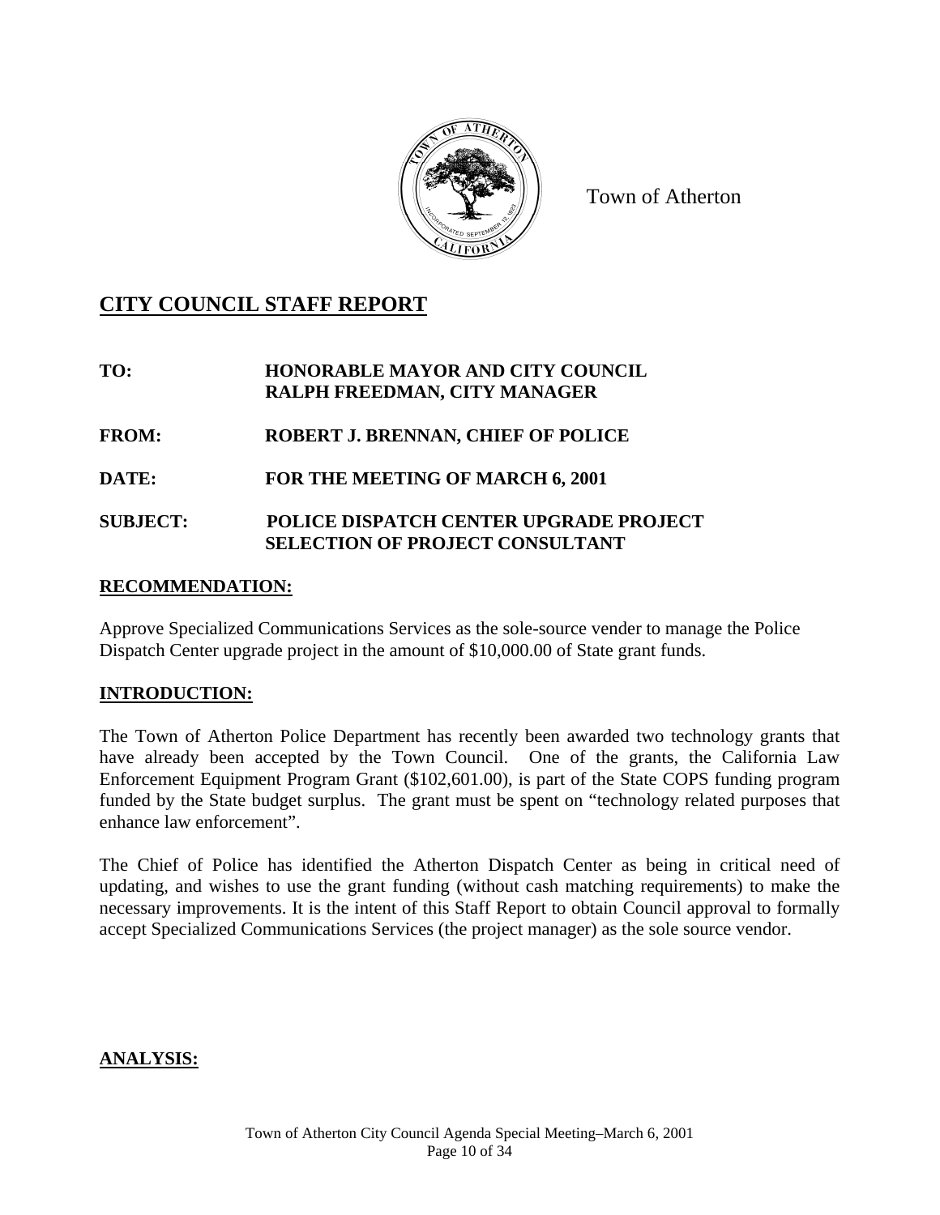Town of Atherton

## CITY COUNCIL STAFF REPORT

**TO:** **HONORABLE MAYOR AND CITY COUNCIL**
**RALPH FREEDMAN, CITY MANAGER**

**FROM:** **ROBERT J. BRENNAN, CHIEF OF POLICE**

**DATE:** **FOR THE MEETING OF MARCH 6, 2001**

**SUBJECT:** **POLICE DISPATCH CENTER UPGRADE PROJECT**
**SELECTION OF PROJECT CONSULTANT**

### RECOMMENDATION:

Approve Specialized Communications Services as the sole-source vender to manage the Police Dispatch Center upgrade project in the amount of $10,000.00 of State grant funds.

### INTRODUCTION:

The Town of Atherton Police Department has recently been awarded two technology grants that have already been accepted by the Town Council. One of the grants, the California Law Enforcement Equipment Program Grant ($102,601.00), is part of the State COPS funding program funded by the State budget surplus. The grant must be spent on "technology related purposes that enhance law enforcement".

The Chief of Police has identified the Atherton Dispatch Center as being in critical need of updating, and wishes to use the grant funding (without cash matching requirements) to make the necessary improvements. It is the intent of this Staff Report to obtain Council approval to formally accept Specialized Communications Services (the project manager) as the sole source vendor.

### ANALYSIS: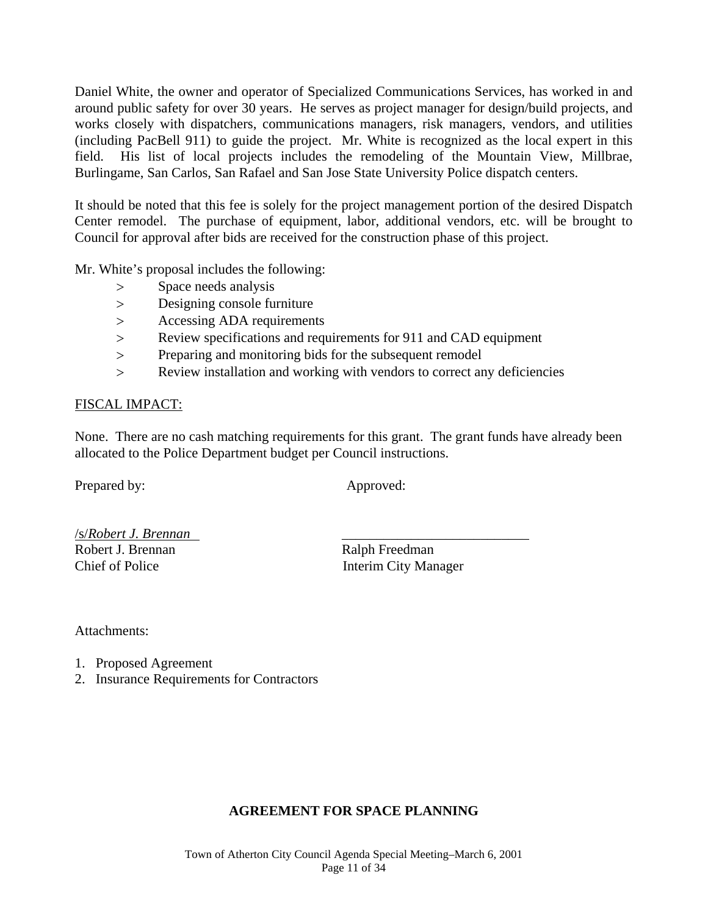Daniel White, the owner and operator of Specialized Communications Services, has worked in and around public safety for over 30 years. He serves as project manager for design/build projects, and works closely with dispatchers, communications managers, risk managers, vendors, and utilities (including PacBell 911) to guide the project. Mr. White is recognized as the local expert in this field. His list of local projects includes the remodeling of the Mountain View, Millbrae, Burlingame, San Carlos, San Rafael and San Jose State University Police dispatch centers.

It should be noted that this fee is solely for the project management portion of the desired Dispatch Center remodel. The purchase of equipment, labor, additional vendors, etc. will be brought to Council for approval after bids are received for the construction phase of this project.

Mr. White's proposal includes the following:

> Space needs analysis
> Designing console furniture
> Accessing ADA requirements
> Review specifications and requirements for 911 and CAD equipment
> Preparing and monitoring bids for the subsequent remodel
> Review installation and working with vendors to correct any deficiencies

<u>FISCAL IMPACT:</u>

None. There are no cash matching requirements for this grant. The grant funds have already been allocated to the Police Department budget per Council instructions.

Prepared by: Approved:

/s/*Robert J. Brennan* \_\_\_\_\_\_\_\_\_\_\_\_\_\_\_\_\_\_\_\_\_\_\_\_\_\_\_

Robert J. Brennan, Chief of Police

Ralph Freedman, Interim City Manager

Attachments:

1. Proposed Agreement
2. Insurance Requirements for Contractors

**AGREEMENT FOR SPACE PLANNING**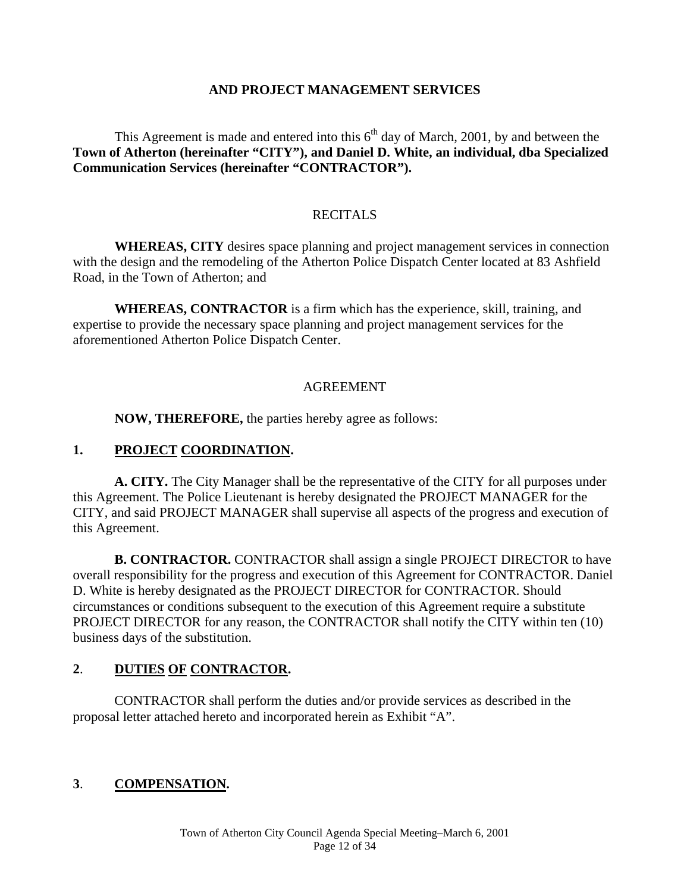**AND PROJECT MANAGEMENT SERVICES**

This Agreement is made and entered into this 6th day of March, 2001, by and between the **Town of Atherton (hereinafter "CITY"), and Daniel D. White, an individual, dba Specialized Communication Services (hereinafter "CONTRACTOR").**

RECITALS

**WHEREAS, CITY** desires space planning and project management services in connection with the design and the remodeling of the Atherton Police Dispatch Center located at 83 Ashfield Road, in the Town of Atherton; and

**WHEREAS, CONTRACTOR** is a firm which has the experience, skill, training, and expertise to provide the necessary space planning and project management services for the aforementioned Atherton Police Dispatch Center.

AGREEMENT

**NOW, THEREFORE,** the parties hereby agree as follows:

**1. PROJECT COORDINATION.**

**A. CITY.** The City Manager shall be the representative of the CITY for all purposes under this Agreement. The Police Lieutenant is hereby designated the PROJECT MANAGER for the CITY, and said PROJECT MANAGER shall supervise all aspects of the progress and execution of this Agreement.

**B. CONTRACTOR.** CONTRACTOR shall assign a single PROJECT DIRECTOR to have overall responsibility for the progress and execution of this Agreement for CONTRACTOR. Daniel D. White is hereby designated as the PROJECT DIRECTOR for CONTRACTOR. Should circumstances or conditions subsequent to the execution of this Agreement require a substitute PROJECT DIRECTOR for any reason, the CONTRACTOR shall notify the CITY within ten (10) business days of the substitution.

**2. DUTIES OF CONTRACTOR.**

CONTRACTOR shall perform the duties and/or provide services as described in the proposal letter attached hereto and incorporated herein as Exhibit "A".

**3. COMPENSATION.**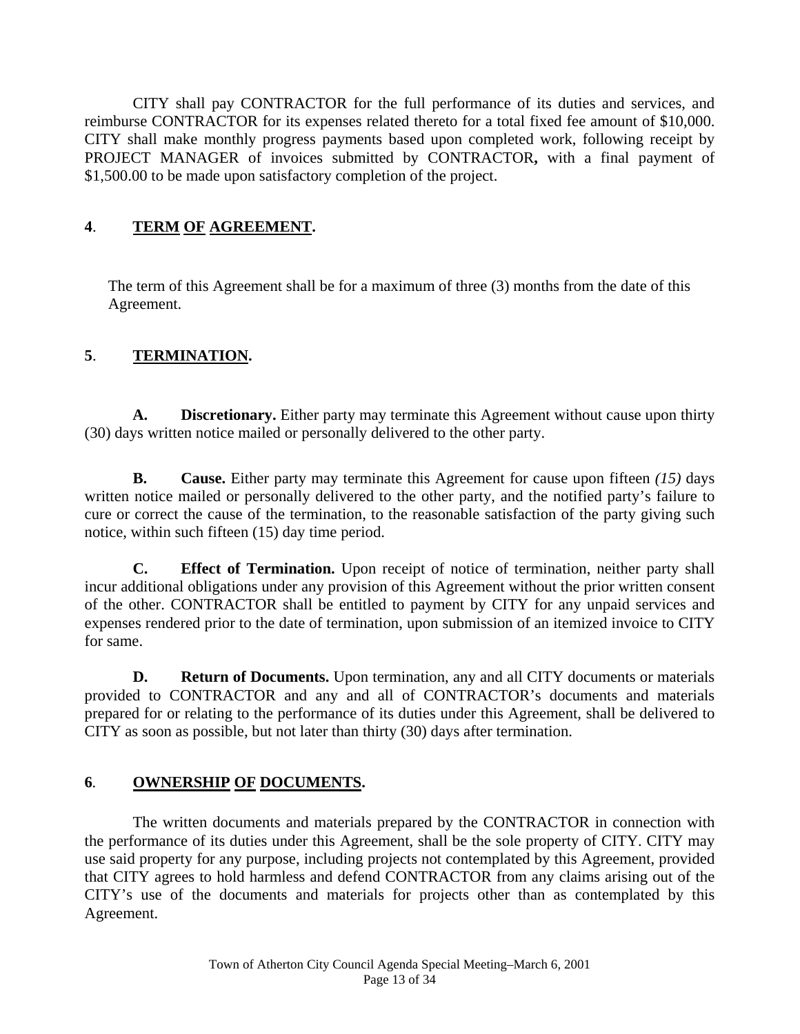CITY shall pay CONTRACTOR for the full performance of its duties and services, and reimburse CONTRACTOR for its expenses related thereto for a total fixed fee amount of $10,000. CITY shall make monthly progress payments based upon completed work, following receipt by PROJECT MANAGER of invoices submitted by CONTRACTOR**,** with a final payment of $1,500.00 to be made upon satisfactory completion of the project.

## **4**. **TERM OF AGREEMENT.**

The term of this Agreement shall be for a maximum of three (3) months from the date of this Agreement.

## **5**. **TERMINATION.**

**A. Discretionary.** Either party may terminate this Agreement without cause upon thirty (30) days written notice mailed or personally delivered to the other party.

**B. Cause.** Either party may terminate this Agreement for cause upon fifteen *(15)* days written notice mailed or personally delivered to the other party, and the notified party's failure to cure or correct the cause of the termination, to the reasonable satisfaction of the party giving such notice, within such fifteen (15) day time period.

**C. Effect of Termination.** Upon receipt of notice of termination, neither party shall incur additional obligations under any provision of this Agreement without the prior written consent of the other. CONTRACTOR shall be entitled to payment by CITY for any unpaid services and expenses rendered prior to the date of termination, upon submission of an itemized invoice to CITY for same.

**D. Return of Documents.** Upon termination, any and all CITY documents or materials provided to CONTRACTOR and any and all of CONTRACTOR's documents and materials prepared for or relating to the performance of its duties under this Agreement, shall be delivered to CITY as soon as possible, but not later than thirty (30) days after termination.

## **6**. **OWNERSHIP OF DOCUMENTS.**

The written documents and materials prepared by the CONTRACTOR in connection with the performance of its duties under this Agreement, shall be the sole property of CITY. CITY may use said property for any purpose, including projects not contemplated by this Agreement, provided that CITY agrees to hold harmless and defend CONTRACTOR from any claims arising out of the CITY's use of the documents and materials for projects other than as contemplated by this Agreement.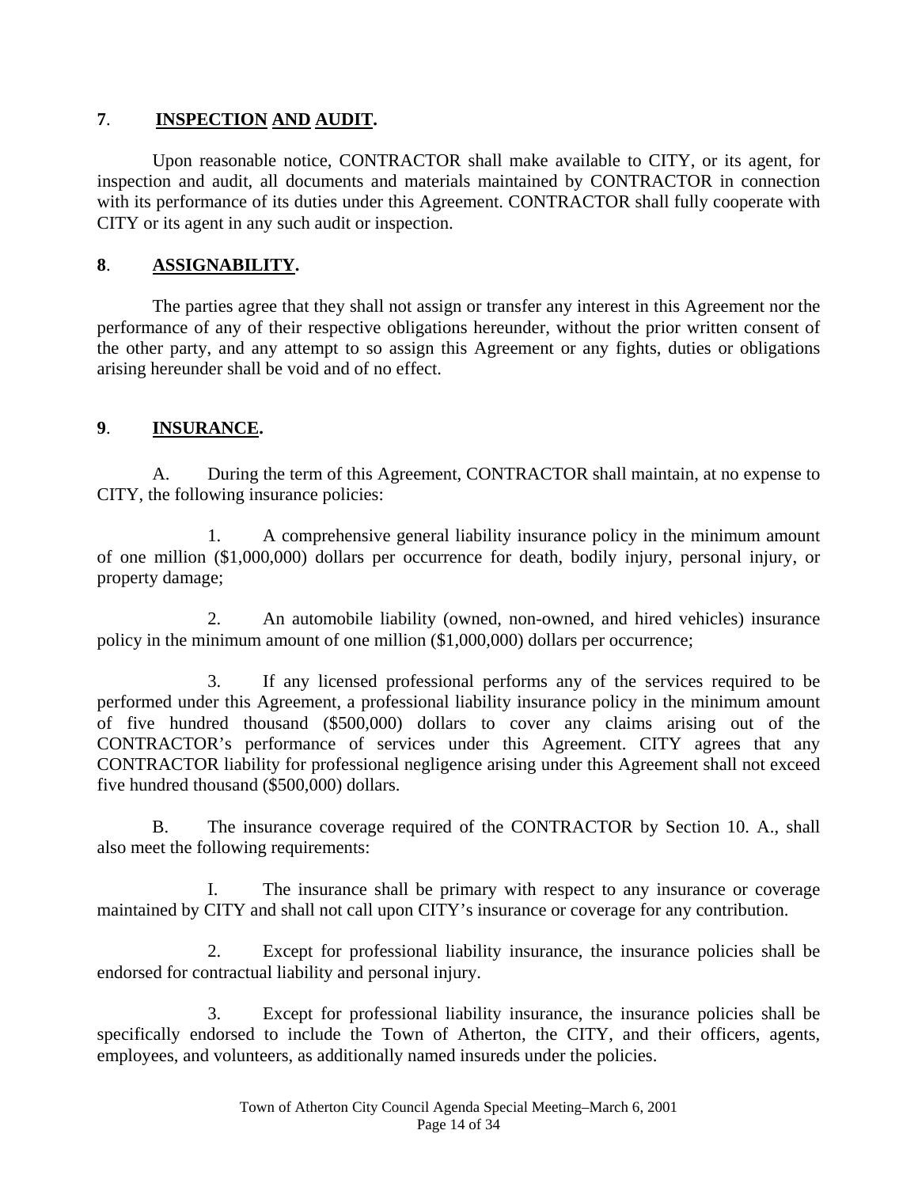**7**. **INSPECTION AND AUDIT.**

Upon reasonable notice, CONTRACTOR shall make available to CITY, or its agent, for inspection and audit, all documents and materials maintained by CONTRACTOR in connection with its performance of its duties under this Agreement. CONTRACTOR shall fully cooperate with CITY or its agent in any such audit or inspection.

**8**. **ASSIGNABILITY.**

The parties agree that they shall not assign or transfer any interest in this Agreement nor the performance of any of their respective obligations hereunder, without the prior written consent of the other party, and any attempt to so assign this Agreement or any fights, duties or obligations arising hereunder shall be void and of no effect.

**9**. **INSURANCE.**

A. During the term of this Agreement, CONTRACTOR shall maintain, at no expense to CITY, the following insurance policies:

1. A comprehensive general liability insurance policy in the minimum amount of one million ($1,000,000) dollars per occurrence for death, bodily injury, personal injury, or property damage;

2. An automobile liability (owned, non-owned, and hired vehicles) insurance policy in the minimum amount of one million ($1,000,000) dollars per occurrence;

3. If any licensed professional performs any of the services required to be performed under this Agreement, a professional liability insurance policy in the minimum amount of five hundred thousand ($500,000) dollars to cover any claims arising out of the CONTRACTOR's performance of services under this Agreement. CITY agrees that any CONTRACTOR liability for professional negligence arising under this Agreement shall not exceed five hundred thousand ($500,000) dollars.

B. The insurance coverage required of the CONTRACTOR by Section 10. A., shall also meet the following requirements:

I. The insurance shall be primary with respect to any insurance or coverage maintained by CITY and shall not call upon CITY's insurance or coverage for any contribution.

2. Except for professional liability insurance, the insurance policies shall be endorsed for contractual liability and personal injury.

3. Except for professional liability insurance, the insurance policies shall be specifically endorsed to include the Town of Atherton, the CITY, and their officers, agents, employees, and volunteers, as additionally named insureds under the policies.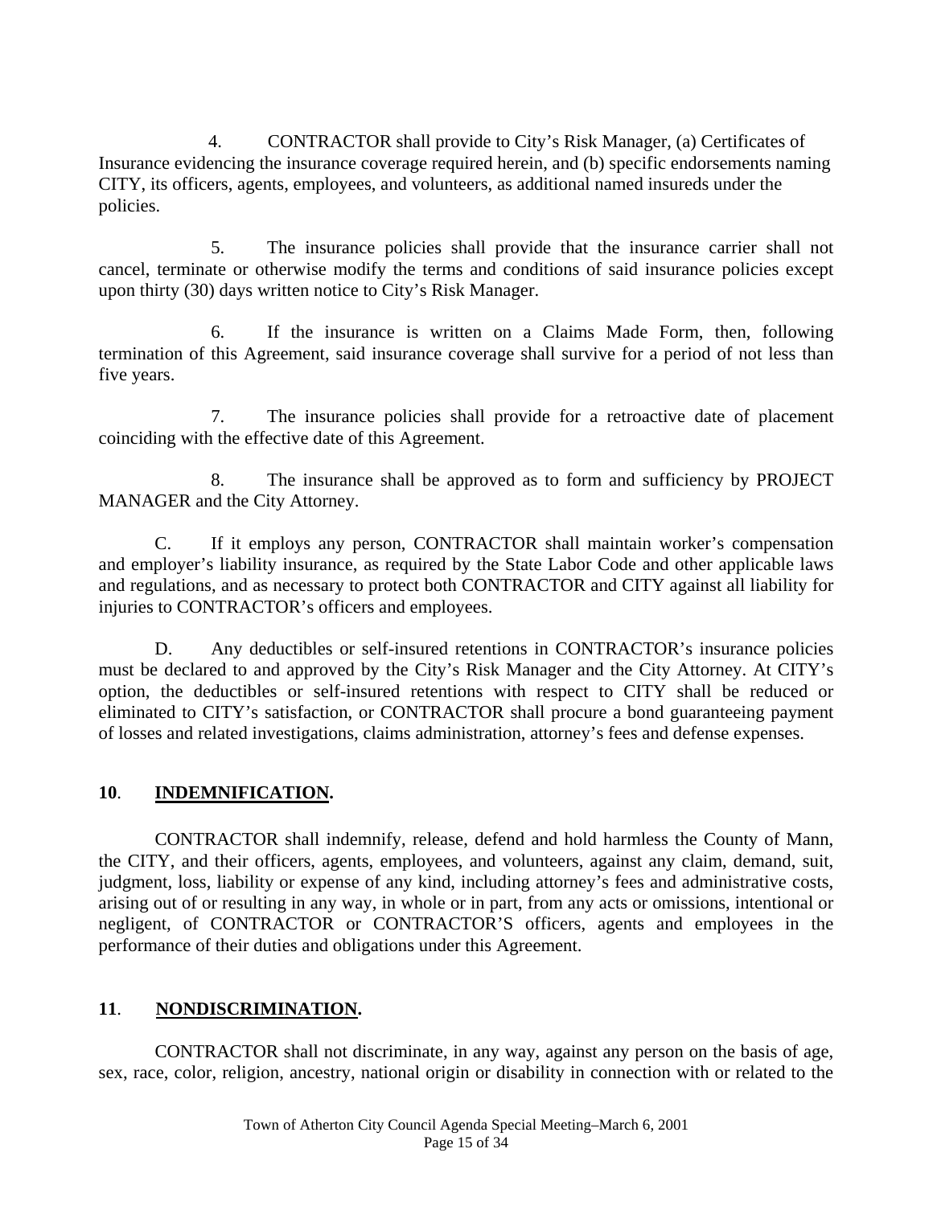4. CONTRACTOR shall provide to City's Risk Manager, (a) Certificates of Insurance evidencing the insurance coverage required herein, and (b) specific endorsements naming CITY, its officers, agents, employees, and volunteers, as additional named insureds under the policies.

5. The insurance policies shall provide that the insurance carrier shall not cancel, terminate or otherwise modify the terms and conditions of said insurance policies except upon thirty (30) days written notice to City's Risk Manager.

6. If the insurance is written on a Claims Made Form, then, following termination of this Agreement, said insurance coverage shall survive for a period of not less than five years.

7. The insurance policies shall provide for a retroactive date of placement coinciding with the effective date of this Agreement.

8. The insurance shall be approved as to form and sufficiency by PROJECT MANAGER and the City Attorney.

C. If it employs any person, CONTRACTOR shall maintain worker's compensation and employer's liability insurance, as required by the State Labor Code and other applicable laws and regulations, and as necessary to protect both CONTRACTOR and CITY against all liability for injuries to CONTRACTOR's officers and employees.

D. Any deductibles or self-insured retentions in CONTRACTOR's insurance policies must be declared to and approved by the City's Risk Manager and the City Attorney. At CITY's option, the deductibles or self-insured retentions with respect to CITY shall be reduced or eliminated to CITY's satisfaction, or CONTRACTOR shall procure a bond guaranteeing payment of losses and related investigations, claims administration, attorney's fees and defense expenses.

## 10. INDEMNIFICATION.

CONTRACTOR shall indemnify, release, defend and hold harmless the County of Mann, the CITY, and their officers, agents, employees, and volunteers, against any claim, demand, suit, judgment, loss, liability or expense of any kind, including attorney's fees and administrative costs, arising out of or resulting in any way, in whole or in part, from any acts or omissions, intentional or negligent, of CONTRACTOR or CONTRACTOR'S officers, agents and employees in the performance of their duties and obligations under this Agreement.

## 11. NONDISCRIMINATION.

CONTRACTOR shall not discriminate, in any way, against any person on the basis of age, sex, race, color, religion, ancestry, national origin or disability in connection with or related to the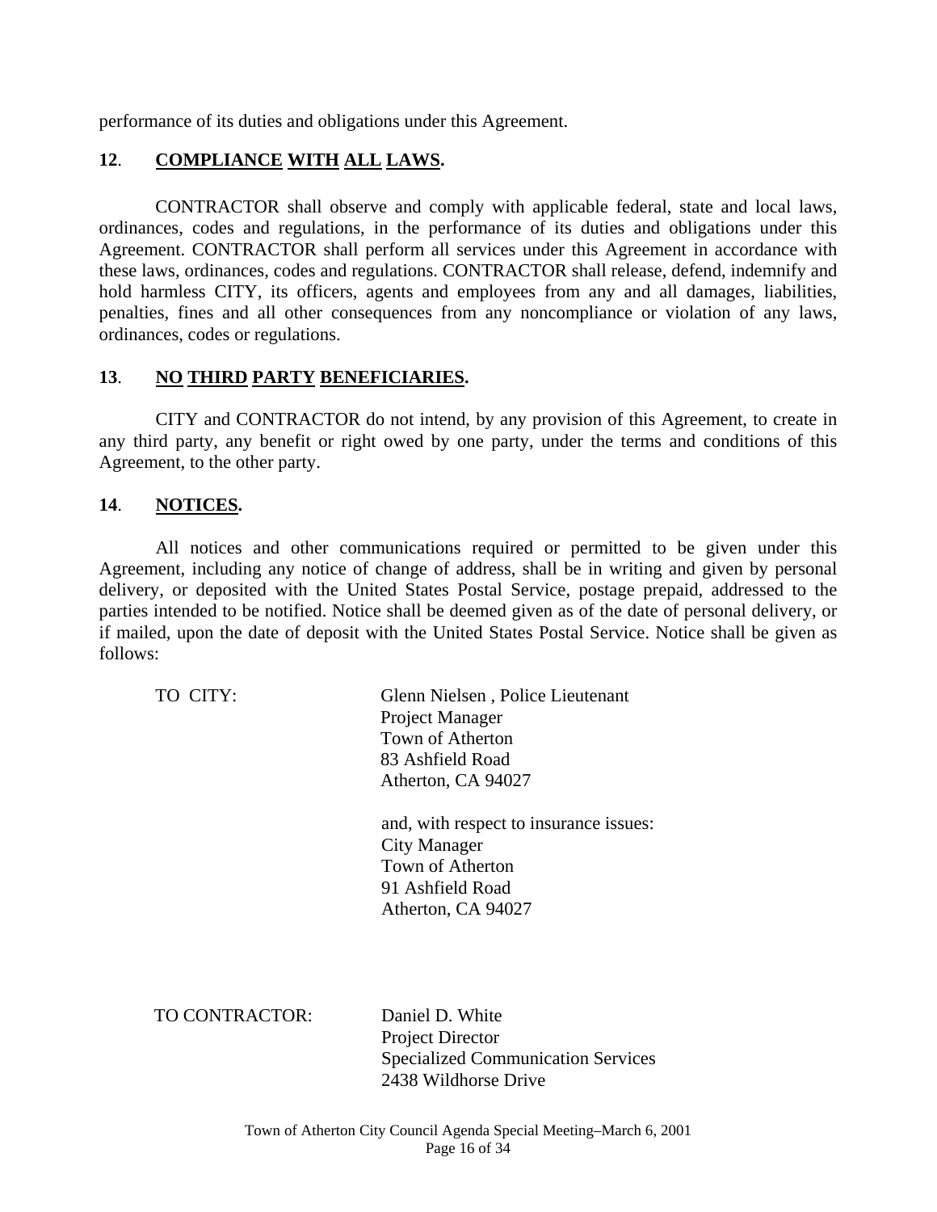performance of its duties and obligations under this Agreement.

**12**. **COMPLIANCE WITH ALL LAWS.**

CONTRACTOR shall observe and comply with applicable federal, state and local laws, ordinances, codes and regulations, in the performance of its duties and obligations under this Agreement. CONTRACTOR shall perform all services under this Agreement in accordance with these laws, ordinances, codes and regulations. CONTRACTOR shall release, defend, indemnify and hold harmless CITY, its officers, agents and employees from any and all damages, liabilities, penalties, fines and all other consequences from any noncompliance or violation of any laws, ordinances, codes or regulations.

**13**. **NO THIRD PARTY BENEFICIARIES.**

CITY and CONTRACTOR do not intend, by any provision of this Agreement, to create in any third party, any benefit or right owed by one party, under the terms and conditions of this Agreement, to the other party.

**14**. **NOTICES.**

All notices and other communications required or permitted to be given under this Agreement, including any notice of change of address, shall be in writing and given by personal delivery, or deposited with the United States Postal Service, postage prepaid, addressed to the parties intended to be notified. Notice shall be deemed given as of the date of personal delivery, or if mailed, upon the date of deposit with the United States Postal Service. Notice shall be given as follows:

TO CITY:

Glenn Nielsen , Police Lieutenant
Project Manager
Town of Atherton
83 Ashfield Road
Atherton, CA 94027

and, with respect to insurance issues:
City Manager
Town of Atherton
91 Ashfield Road
Atherton, CA 94027

TO CONTRACTOR:

Daniel D. White
Project Director
Specialized Communication Services
2438 Wildhorse Drive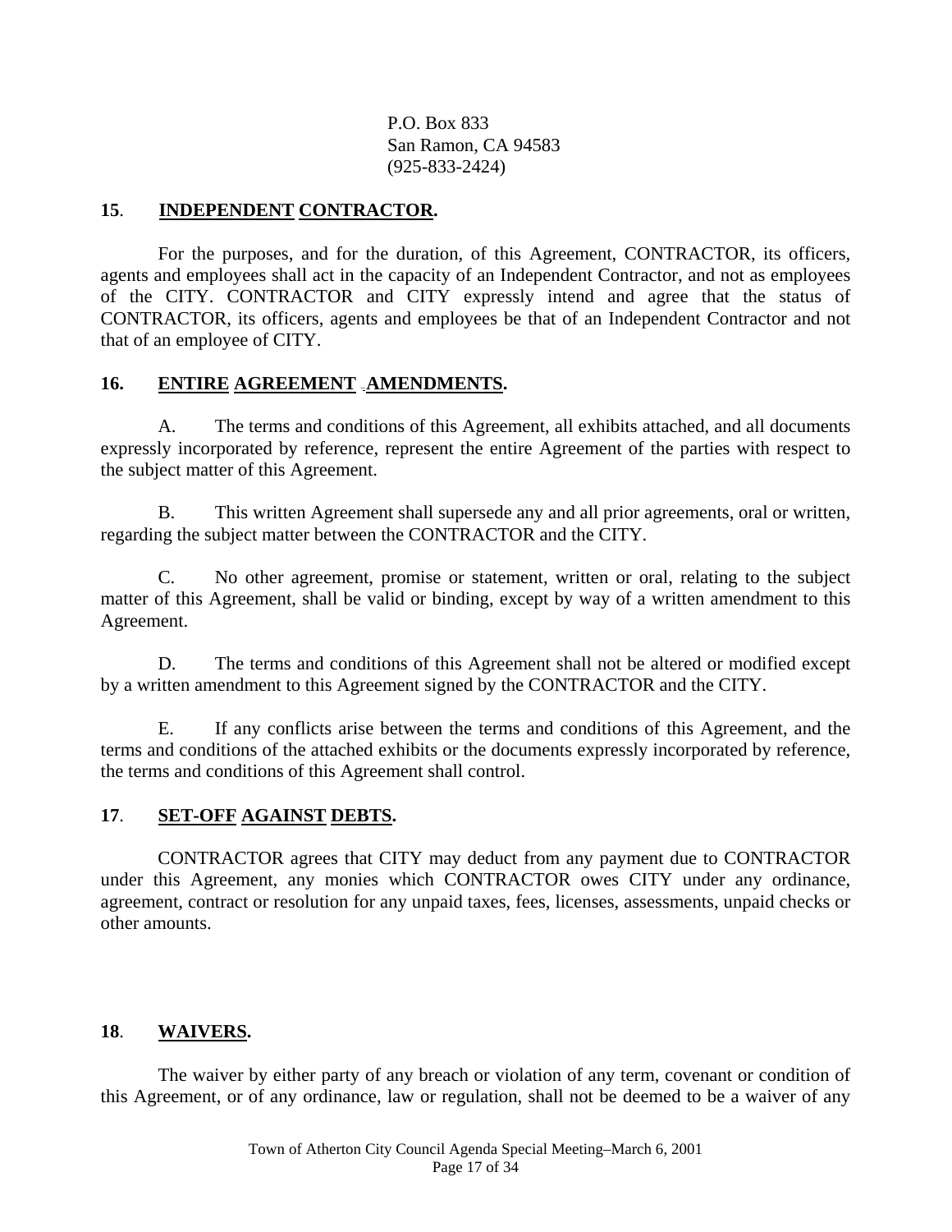P.O. Box 833
San Ramon, CA 94583
(925-833-2424)

**15. INDEPENDENT CONTRACTOR.**

For the purposes, and for the duration, of this Agreement, CONTRACTOR, its officers, agents and employees shall act in the capacity of an Independent Contractor, and not as employees of the CITY. CONTRACTOR and CITY expressly intend and agree that the status of CONTRACTOR, its officers, agents and employees be that of an Independent Contractor and not that of an employee of CITY.

**16. ENTIRE AGREEMENT - AMENDMENTS.**

A. The terms and conditions of this Agreement, all exhibits attached, and all documents expressly incorporated by reference, represent the entire Agreement of the parties with respect to the subject matter of this Agreement.

B. This written Agreement shall supersede any and all prior agreements, oral or written, regarding the subject matter between the CONTRACTOR and the CITY.

C. No other agreement, promise or statement, written or oral, relating to the subject matter of this Agreement, shall be valid or binding, except by way of a written amendment to this Agreement.

D. The terms and conditions of this Agreement shall not be altered or modified except by a written amendment to this Agreement signed by the CONTRACTOR and the CITY.

E. If any conflicts arise between the terms and conditions of this Agreement, and the terms and conditions of the attached exhibits or the documents expressly incorporated by reference, the terms and conditions of this Agreement shall control.

**17. SET-OFF AGAINST DEBTS.**

CONTRACTOR agrees that CITY may deduct from any payment due to CONTRACTOR under this Agreement, any monies which CONTRACTOR owes CITY under any ordinance, agreement, contract or resolution for any unpaid taxes, fees, licenses, assessments, unpaid checks or other amounts.

**18. WAIVERS.**

The waiver by either party of any breach or violation of any term, covenant or condition of this Agreement, or of any ordinance, law or regulation, shall not be deemed to be a waiver of any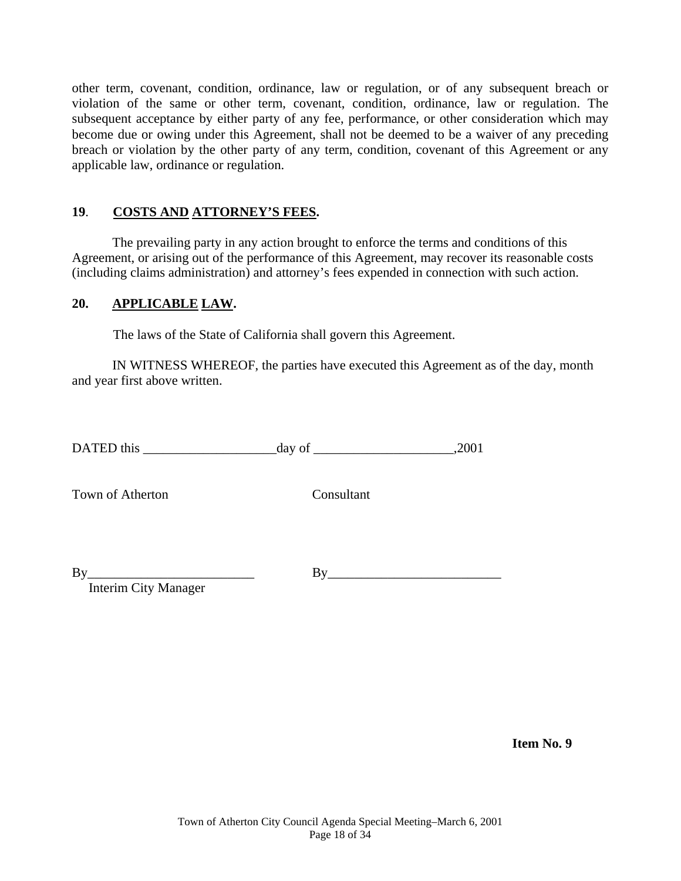other term, covenant, condition, ordinance, law or regulation, or of any subsequent breach or violation of the same or other term, covenant, condition, ordinance, law or regulation. The subsequent acceptance by either party of any fee, performance, or other consideration which may become due or owing under this Agreement, shall not be deemed to be a waiver of any preceding breach or violation by the other party of any term, condition, covenant of this Agreement or any applicable law, ordinance or regulation.

**19. COSTS AND ATTORNEY'S FEES.**

The prevailing party in any action brought to enforce the terms and conditions of this Agreement, or arising out of the performance of this Agreement, may recover its reasonable costs (including claims administration) and attorney's fees expended in connection with such action.

**20. APPLICABLE LAW.**

The laws of the State of California shall govern this Agreement.

IN WITNESS WHEREOF, the parties have executed this Agreement as of the day, month and year first above written.

DATED this ____________________day of _____________________,2001

Town of Atherton Consultant

By_________________________ By__________________________
Interim City Manager

**Item No. 9**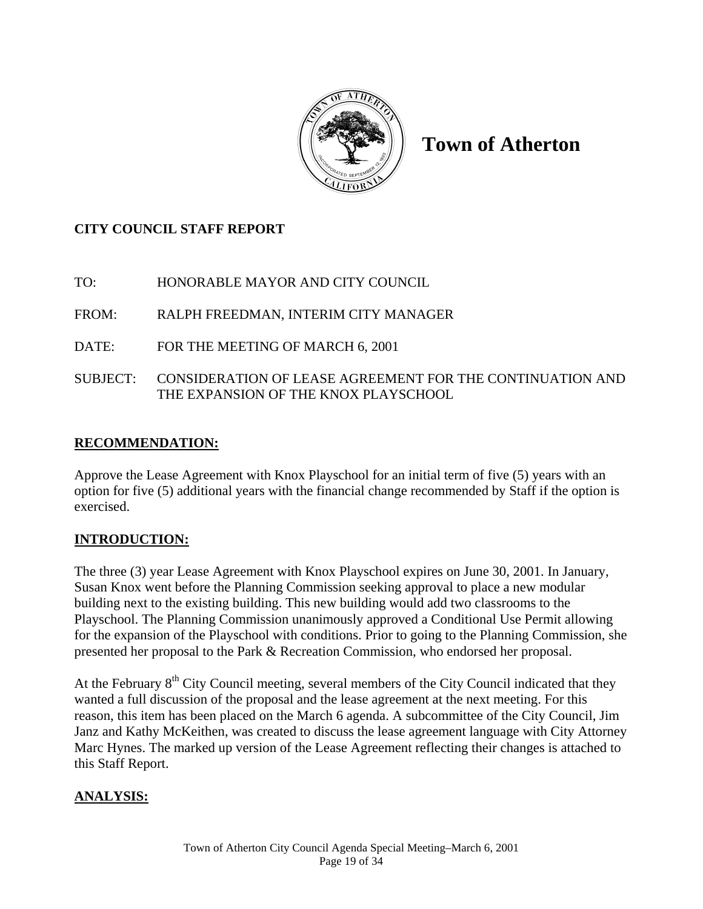# Town of Atherton

**CITY COUNCIL STAFF REPORT**

TO: HONORABLE MAYOR AND CITY COUNCIL

FROM: RALPH FREEDMAN, INTERIM CITY MANAGER

DATE: FOR THE MEETING OF MARCH 6, 2001

SUBJECT: CONSIDERATION OF LEASE AGREEMENT FOR THE CONTINUATION AND THE EXPANSION OF THE KNOX PLAYSCHOOL

## RECOMMENDATION:

Approve the Lease Agreement with Knox Playschool for an initial term of five (5) years with an option for five (5) additional years with the financial change recommended by Staff if the option is exercised.

## INTRODUCTION:

The three (3) year Lease Agreement with Knox Playschool expires on June 30, 2001. In January, Susan Knox went before the Planning Commission seeking approval to place a new modular building next to the existing building. This new building would add two classrooms to the Playschool. The Planning Commission unanimously approved a Conditional Use Permit allowing for the expansion of the Playschool with conditions. Prior to going to the Planning Commission, she presented her proposal to the Park & Recreation Commission, who endorsed her proposal.

At the February 8th City Council meeting, several members of the City Council indicated that they wanted a full discussion of the proposal and the lease agreement at the next meeting. For this reason, this item has been placed on the March 6 agenda. A subcommittee of the City Council, Jim Janz and Kathy McKeithen, was created to discuss the lease agreement language with City Attorney Marc Hynes. The marked up version of the Lease Agreement reflecting their changes is attached to this Staff Report.

## ANALYSIS: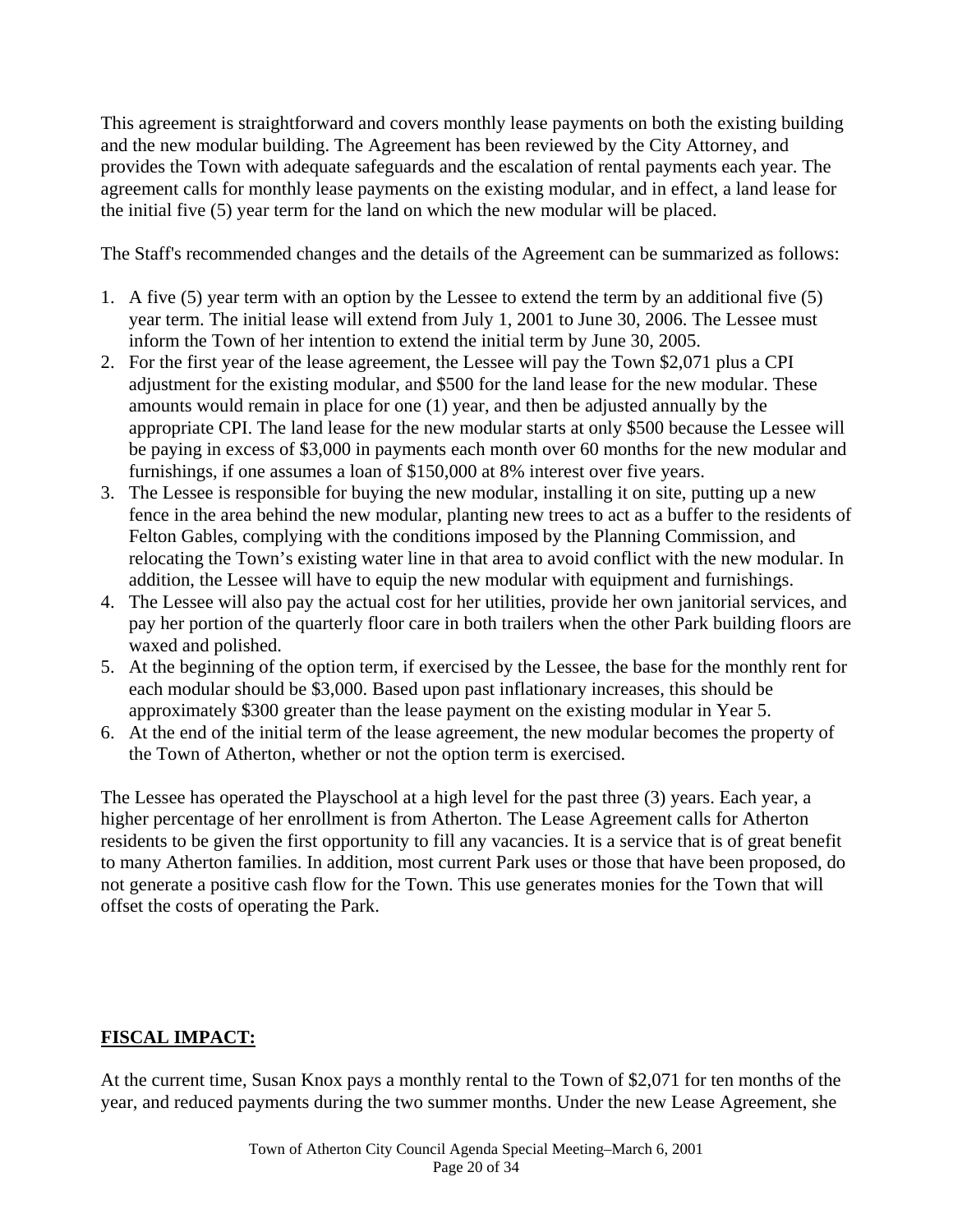This agreement is straightforward and covers monthly lease payments on both the existing building and the new modular building. The Agreement has been reviewed by the City Attorney, and provides the Town with adequate safeguards and the escalation of rental payments each year. The agreement calls for monthly lease payments on the existing modular, and in effect, a land lease for the initial five (5) year term for the land on which the new modular will be placed.

The Staff's recommended changes and the details of the Agreement can be summarized as follows:

1. A five (5) year term with an option by the Lessee to extend the term by an additional five (5) year term. The initial lease will extend from July 1, 2001 to June 30, 2006. The Lessee must inform the Town of her intention to extend the initial term by June 30, 2005.
2. For the first year of the lease agreement, the Lessee will pay the Town $2,071 plus a CPI adjustment for the existing modular, and $500 for the land lease for the new modular. These amounts would remain in place for one (1) year, and then be adjusted annually by the appropriate CPI. The land lease for the new modular starts at only $500 because the Lessee will be paying in excess of $3,000 in payments each month over 60 months for the new modular and furnishings, if one assumes a loan of $150,000 at 8% interest over five years.
3. The Lessee is responsible for buying the new modular, installing it on site, putting up a new fence in the area behind the new modular, planting new trees to act as a buffer to the residents of Felton Gables, complying with the conditions imposed by the Planning Commission, and relocating the Town's existing water line in that area to avoid conflict with the new modular. In addition, the Lessee will have to equip the new modular with equipment and furnishings.
4. The Lessee will also pay the actual cost for her utilities, provide her own janitorial services, and pay her portion of the quarterly floor care in both trailers when the other Park building floors are waxed and polished.
5. At the beginning of the option term, if exercised by the Lessee, the base for the monthly rent for each modular should be $3,000. Based upon past inflationary increases, this should be approximately $300 greater than the lease payment on the existing modular in Year 5.
6. At the end of the initial term of the lease agreement, the new modular becomes the property of the Town of Atherton, whether or not the option term is exercised.

The Lessee has operated the Playschool at a high level for the past three (3) years. Each year, a higher percentage of her enrollment is from Atherton. The Lease Agreement calls for Atherton residents to be given the first opportunity to fill any vacancies. It is a service that is of great benefit to many Atherton families. In addition, most current Park uses or those that have been proposed, do not generate a positive cash flow for the Town. This use generates monies for the Town that will offset the costs of operating the Park.

## FISCAL IMPACT:

At the current time, Susan Knox pays a monthly rental to the Town of $2,071 for ten months of the year, and reduced payments during the two summer months. Under the new Lease Agreement, she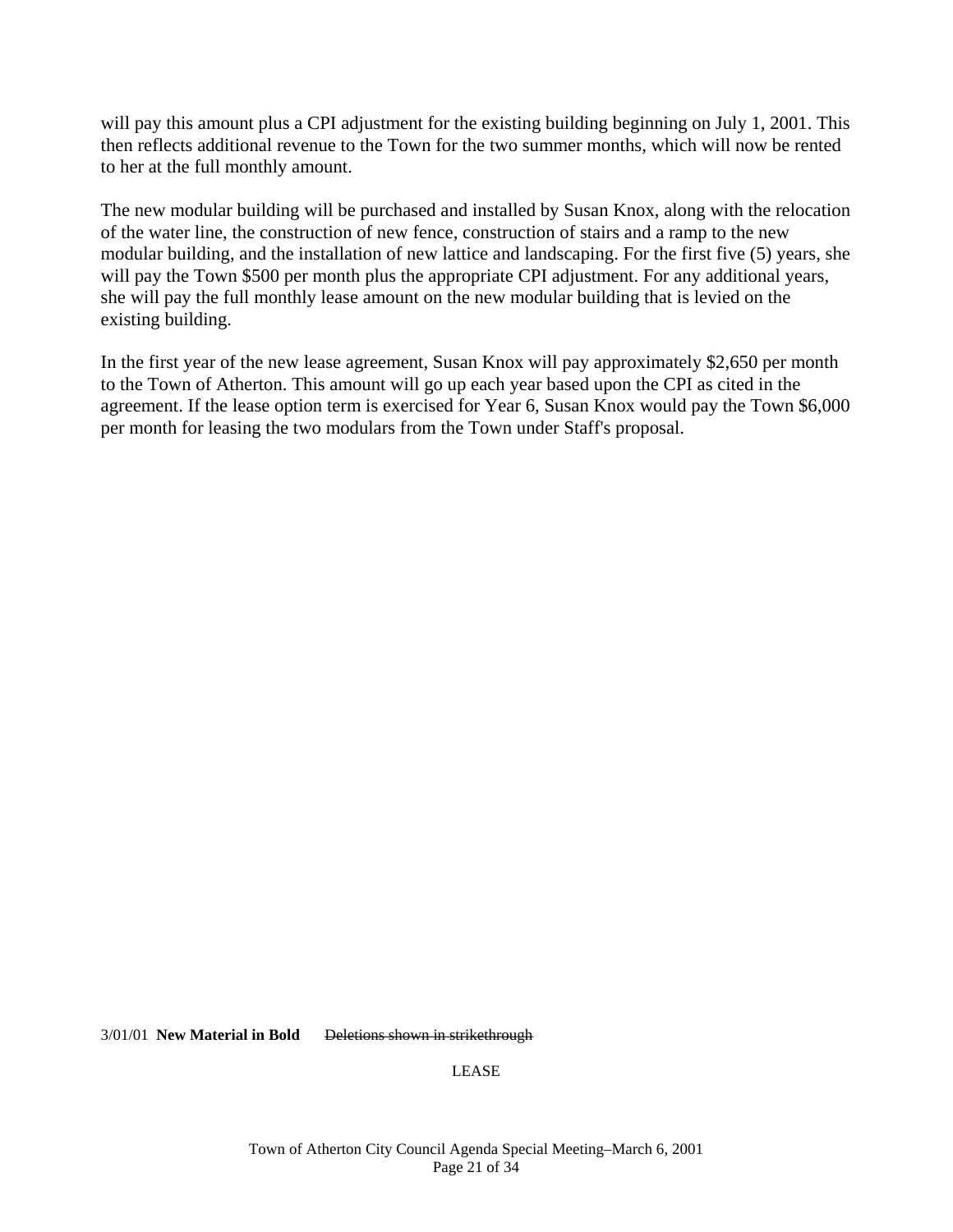will pay this amount plus a CPI adjustment for the existing building beginning on July 1, 2001. This then reflects additional revenue to the Town for the two summer months, which will now be rented to her at the full monthly amount.

The new modular building will be purchased and installed by Susan Knox, along with the relocation of the water line, the construction of new fence, construction of stairs and a ramp to the new modular building, and the installation of new lattice and landscaping. For the first five (5) years, she will pay the Town $500 per month plus the appropriate CPI adjustment. For any additional years, she will pay the full monthly lease amount on the new modular building that is levied on the existing building.

In the first year of the new lease agreement, Susan Knox will pay approximately $2,650 per month to the Town of Atherton. This amount will go up each year based upon the CPI as cited in the agreement. If the lease option term is exercised for Year 6, Susan Knox would pay the Town $6,000 per month for leasing the two modulars from the Town under Staff's proposal.

3/01/01 **New Material in Bold** ~~Deletions shown in strikethrough~~

LEASE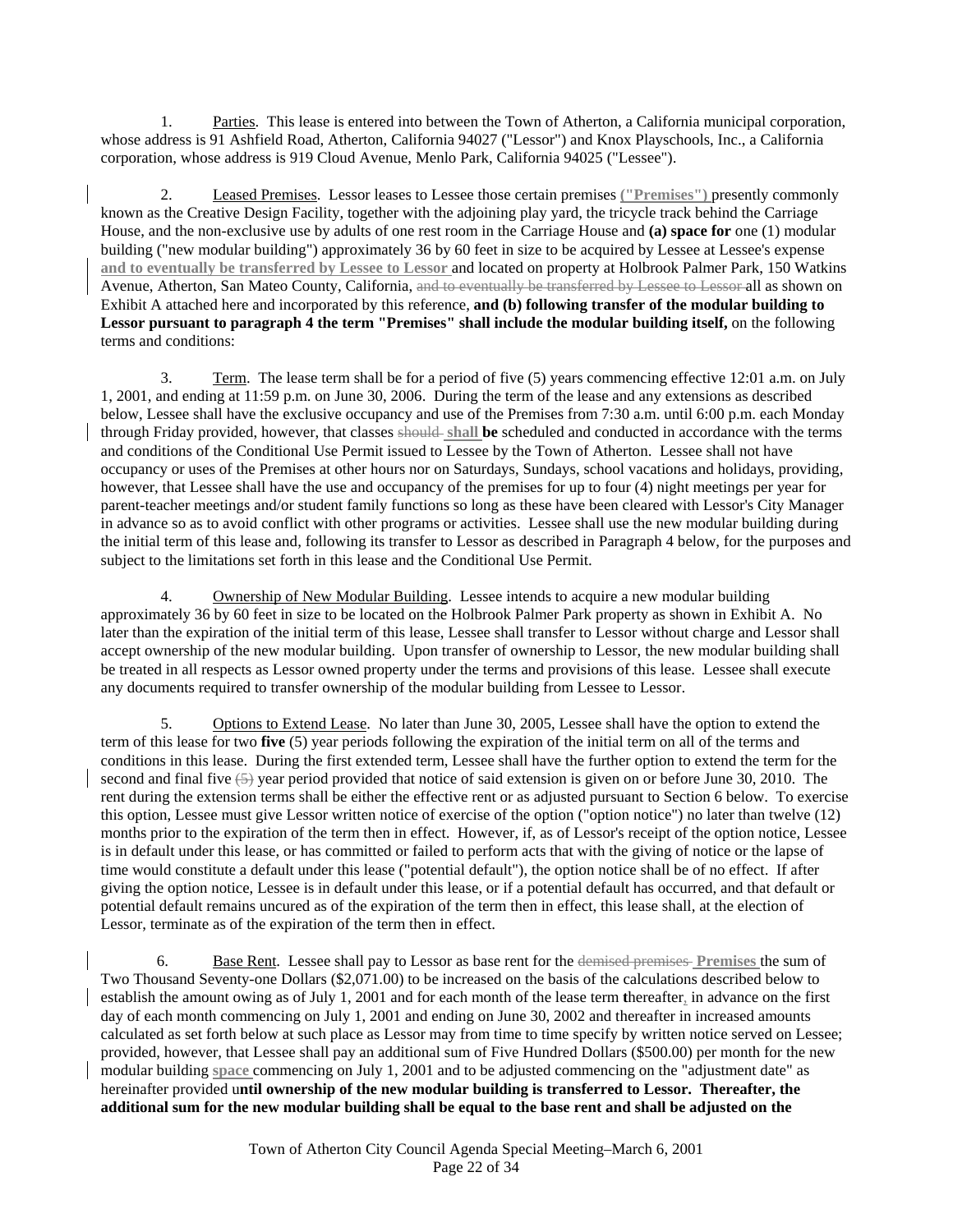1. Parties. This lease is entered into between the Town of Atherton, a California municipal corporation, whose address is 91 Ashfield Road, Atherton, California 94027 ("Lessor") and Knox Playschools, Inc., a California corporation, whose address is 919 Cloud Avenue, Menlo Park, California 94025 ("Lessee").

2. Leased Premises. Lessor leases to Lessee those certain premises **("Premises")** presently commonly known as the Creative Design Facility, together with the adjoining play yard, the tricycle track behind the Carriage House, and the non-exclusive use by adults of one rest room in the Carriage House and **(a) space for** one (1) modular building ("new modular building") approximately 36 by 60 feet in size to be acquired by Lessee at Lessee's expense **and to eventually be transferred by Lessee to Lessor** and located on property at Holbrook Palmer Park, 150 Watkins Avenue, Atherton, San Mateo County, California, ~~and to eventually be transferred by Lessee to Lessor~~ all as shown on Exhibit A attached here and incorporated by this reference, **and (b) following transfer of the modular building to Lessor pursuant to paragraph 4 the term "Premises" shall include the modular building itself,** on the following terms and conditions:

3. Term. The lease term shall be for a period of five (5) years commencing effective 12:01 a.m. on July 1, 2001, and ending at 11:59 p.m. on June 30, 2006. During the term of the lease and any extensions as described below, Lessee shall have the exclusive occupancy and use of the Premises from 7:30 a.m. until 6:00 p.m. each Monday through Friday provided, however, that classes ~~should~~ **shall be** scheduled and conducted in accordance with the terms and conditions of the Conditional Use Permit issued to Lessee by the Town of Atherton. Lessee shall not have occupancy or uses of the Premises at other hours nor on Saturdays, Sundays, school vacations and holidays, providing, however, that Lessee shall have the use and occupancy of the premises for up to four (4) night meetings per year for parent-teacher meetings and/or student family functions so long as these have been cleared with Lessor's City Manager in advance so as to avoid conflict with other programs or activities. Lessee shall use the new modular building during the initial term of this lease and, following its transfer to Lessor as described in Paragraph 4 below, for the purposes and subject to the limitations set forth in this lease and the Conditional Use Permit.

4. Ownership of New Modular Building. Lessee intends to acquire a new modular building approximately 36 by 60 feet in size to be located on the Holbrook Palmer Park property as shown in Exhibit A. No later than the expiration of the initial term of this lease, Lessee shall transfer to Lessor without charge and Lessor shall accept ownership of the new modular building. Upon transfer of ownership to Lessor, the new modular building shall be treated in all respects as Lessor owned property under the terms and provisions of this lease. Lessee shall execute any documents required to transfer ownership of the modular building from Lessee to Lessor.

5. Options to Extend Lease. No later than June 30, 2005, Lessee shall have the option to extend the term of this lease for two **five** (5) year periods following the expiration of the initial term on all of the terms and conditions in this lease. During the first extended term, Lessee shall have the further option to extend the term for the second and final five ~~(5)~~ year period provided that notice of said extension is given on or before June 30, 2010. The rent during the extension terms shall be either the effective rent or as adjusted pursuant to Section 6 below. To exercise this option, Lessee must give Lessor written notice of exercise of the option ("option notice") no later than twelve (12) months prior to the expiration of the term then in effect. However, if, as of Lessor's receipt of the option notice, Lessee is in default under this lease, or has committed or failed to perform acts that with the giving of notice or the lapse of time would constitute a default under this lease ("potential default"), the option notice shall be of no effect. If after giving the option notice, Lessee is in default under this lease, or if a potential default has occurred, and that default or potential default remains uncured as of the expiration of the term then in effect, this lease shall, at the election of Lessor, terminate as of the expiration of the term then in effect.

6. Base Rent. Lessee shall pay to Lessor as base rent for the ~~demised premises~~ **Premises** the sum of Two Thousand Seventy-one Dollars ($2,071.00) to be increased on the basis of the calculations described below to establish the amount owing as of July 1, 2001 and for each month of the lease term **t**hereafter, in advance on the first day of each month commencing on July 1, 2001 and ending on June 30, 2002 and thereafter in increased amounts calculated as set forth below at such place as Lessor may from time to time specify by written notice served on Lessee; provided, however, that Lessee shall pay an additional sum of Five Hundred Dollars ($500.00) per month for the new modular building **space** commencing on July 1, 2001 and to be adjusted commencing on the "adjustment date" as hereinafter provided u**ntil ownership of the new modular building is transferred to Lessor. Thereafter, the additional sum for the new modular building shall be equal to the base rent and shall be adjusted on the**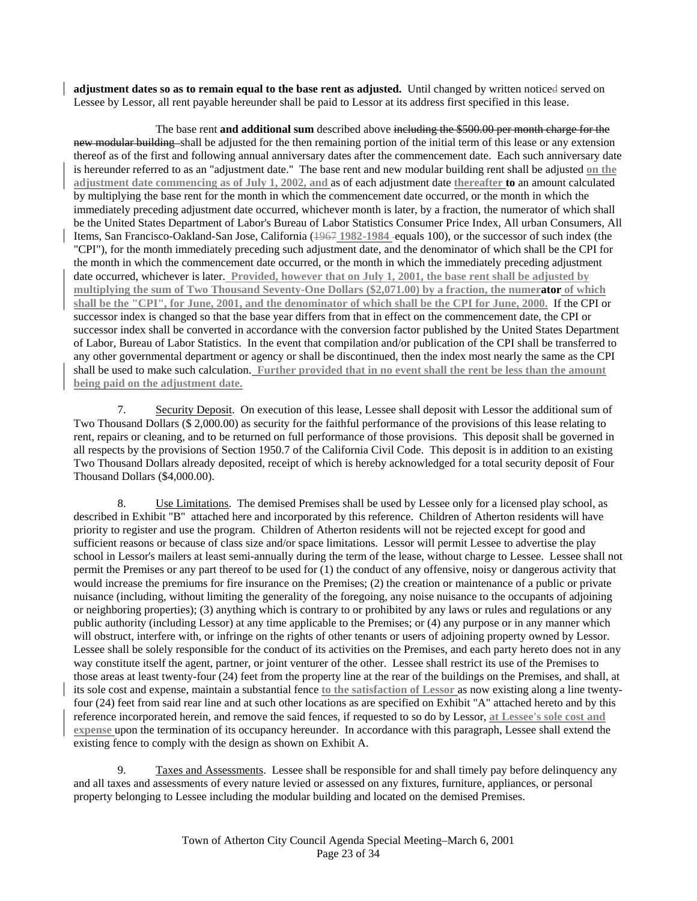**adjustment dates so as to remain equal to the base rent as adjusted.** Until changed by written noticed served on Lessee by Lessor, all rent payable hereunder shall be paid to Lessor at its address first specified in this lease.

The base rent **and additional sum** described above ~~including the $500.00 per month charge for the new modular building~~ shall be adjusted for the then remaining portion of the initial term of this lease or any extension thereof as of the first and following annual anniversary dates after the commencement date. Each such anniversary date is hereunder referred to as an "adjustment date." The base rent and new modular building rent shall be adjusted **on the adjustment date commencing as of July 1, 2002, and** as of each adjustment date **thereafter to** an amount calculated by multiplying the base rent for the month in which the commencement date occurred, or the month in which the immediately preceding adjustment date occurred, whichever month is later, by a fraction, the numerator of which shall be the United States Department of Labor's Bureau of Labor Statistics Consumer Price Index, All urban Consumers, All Items, San Francisco-Oakland-San Jose, California (~~1967~~ **1982-1984** equals 100), or the successor of such index (the "CPI"), for the month immediately preceding such adjustment date, and the denominator of which shall be the CPI for the month in which the commencement date occurred, or the month in which the immediately preceding adjustment date occurred, whichever is later. **Provided, however that on July 1, 2001, the base rent shall be adjusted by multiplying the sum of Two Thousand Seventy-One Dollars ($2,071.00) by a fraction, the numerator of which shall be the "CPI", for June, 2001, and the denominator of which shall be the CPI for June, 2000.** If the CPI or successor index is changed so that the base year differs from that in effect on the commencement date, the CPI or successor index shall be converted in accordance with the conversion factor published by the United States Department of Labor, Bureau of Labor Statistics. In the event that compilation and/or publication of the CPI shall be transferred to any other governmental department or agency or shall be discontinued, then the index most nearly the same as the CPI shall be used to make such calculation. **Further provided that in no event shall the rent be less than the amount being paid on the adjustment date.**

7. Security Deposit. On execution of this lease, Lessee shall deposit with Lessor the additional sum of Two Thousand Dollars ($ 2,000.00) as security for the faithful performance of the provisions of this lease relating to rent, repairs or cleaning, and to be returned on full performance of those provisions. This deposit shall be governed in all respects by the provisions of Section 1950.7 of the California Civil Code. This deposit is in addition to an existing Two Thousand Dollars already deposited, receipt of which is hereby acknowledged for a total security deposit of Four Thousand Dollars ($4,000.00).

8. Use Limitations. The demised Premises shall be used by Lessee only for a licensed play school, as described in Exhibit "B" attached here and incorporated by this reference. Children of Atherton residents will have priority to register and use the program. Children of Atherton residents will not be rejected except for good and sufficient reasons or because of class size and/or space limitations. Lessor will permit Lessee to advertise the play school in Lessor's mailers at least semi-annually during the term of the lease, without charge to Lessee. Lessee shall not permit the Premises or any part thereof to be used for (1) the conduct of any offensive, noisy or dangerous activity that would increase the premiums for fire insurance on the Premises; (2) the creation or maintenance of a public or private nuisance (including, without limiting the generality of the foregoing, any noise nuisance to the occupants of adjoining or neighboring properties); (3) anything which is contrary to or prohibited by any laws or rules and regulations or any public authority (including Lessor) at any time applicable to the Premises; or (4) any purpose or in any manner which will obstruct, interfere with, or infringe on the rights of other tenants or users of adjoining property owned by Lessor. Lessee shall be solely responsible for the conduct of its activities on the Premises, and each party hereto does not in any way constitute itself the agent, partner, or joint venturer of the other. Lessee shall restrict its use of the Premises to those areas at least twenty-four (24) feet from the property line at the rear of the buildings on the Premises, and shall, at its sole cost and expense, maintain a substantial fence **to the satisfaction of Lessor** as now existing along a line twenty-four (24) feet from said rear line and at such other locations as are specified on Exhibit "A" attached hereto and by this reference incorporated herein, and remove the said fences, if requested to so do by Lessor, **at Lessee's sole cost and expense** upon the termination of its occupancy hereunder. In accordance with this paragraph, Lessee shall extend the existing fence to comply with the design as shown on Exhibit A.

9. Taxes and Assessments. Lessee shall be responsible for and shall timely pay before delinquency any and all taxes and assessments of every nature levied or assessed on any fixtures, furniture, appliances, or personal property belonging to Lessee including the modular building and located on the demised Premises.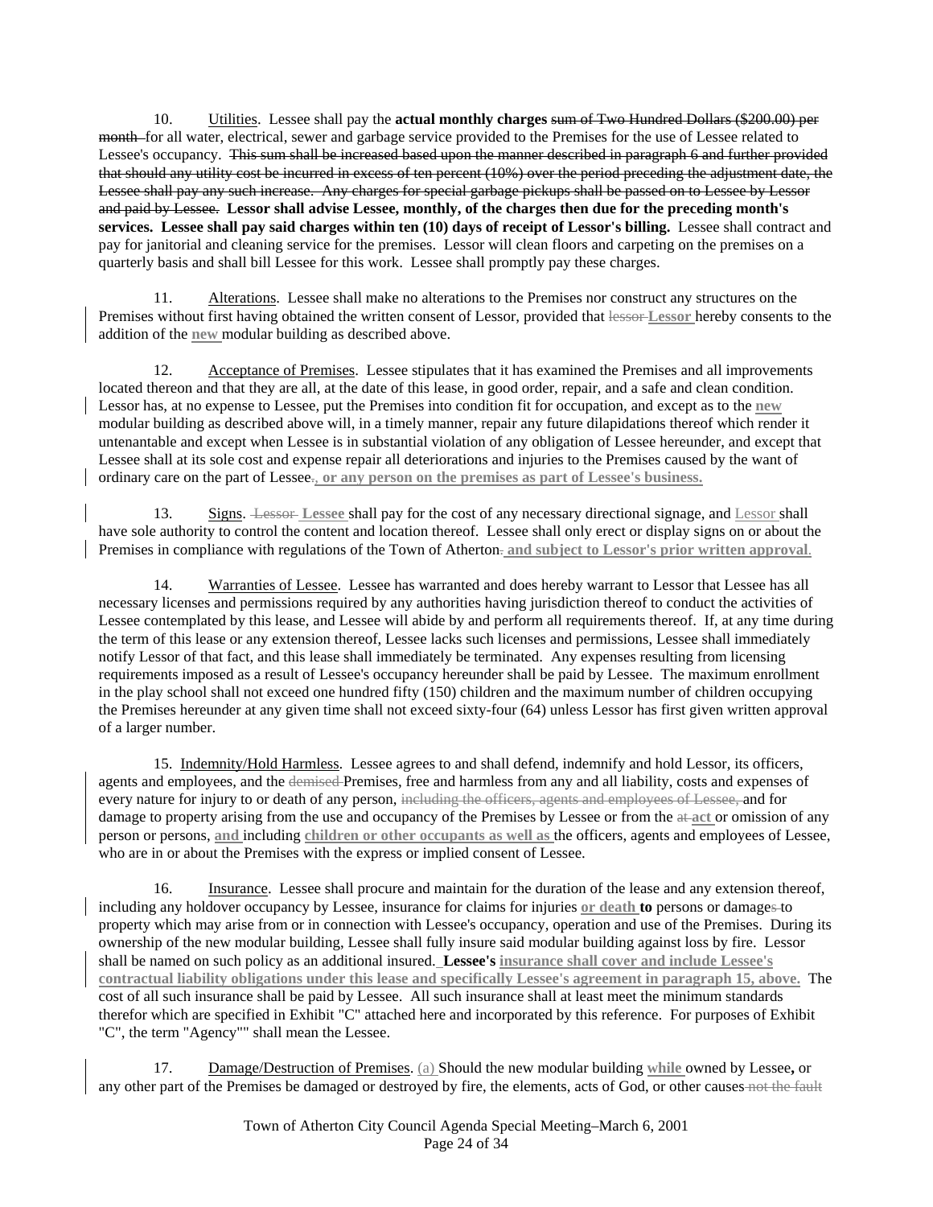10. Utilities. Lessee shall pay the **actual monthly charges** ~~sum of Two Hundred Dollars ($200.00) per month~~ for all water, electrical, sewer and garbage service provided to the Premises for the use of Lessee related to Lessee's occupancy. ~~This sum shall be increased based upon the manner described in paragraph 6 and further provided that should any utility cost be incurred in excess of ten percent (10%) over the period preceding the adjustment date, the Lessee shall pay any such increase. Any charges for special garbage pickups shall be passed on to Lessee by Lessor and paid by Lessee.~~ **Lessor shall advise Lessee, monthly, of the charges then due for the preceding month's services. Lessee shall pay said charges within ten (10) days of receipt of Lessor's billing.** Lessee shall contract and pay for janitorial and cleaning service for the premises. Lessor will clean floors and carpeting on the premises on a quarterly basis and shall bill Lessee for this work. Lessee shall promptly pay these charges.

11. Alterations. Lessee shall make no alterations to the Premises nor construct any structures on the Premises without first having obtained the written consent of Lessor, provided that ~~lessor~~ **Lessor** hereby consents to the addition of the **new** modular building as described above.

12. Acceptance of Premises. Lessee stipulates that it has examined the Premises and all improvements located thereon and that they are all, at the date of this lease, in good order, repair, and a safe and clean condition. Lessor has, at no expense to Lessee, put the Premises into condition fit for occupation, and except as to the **new** modular building as described above will, in a timely manner, repair any future dilapidations thereof which render it untenantable and except when Lessee is in substantial violation of any obligation of Lessee hereunder, and except that Lessee shall at its sole cost and expense repair all deteriorations and injuries to the Premises caused by the want of ordinary care on the part of Lessee~~.~~**, or any person on the premises as part of Lessee's business.**

13. Signs. ~~Lessor~~ **Lessee** shall pay for the cost of any necessary directional signage, and Lessor shall have sole authority to control the content and location thereof. Lessee shall only erect or display signs on or about the Premises in compliance with regulations of the Town of Atherton~~.~~ **and subject to Lessor's prior written approval.**

14. Warranties of Lessee. Lessee has warranted and does hereby warrant to Lessor that Lessee has all necessary licenses and permissions required by any authorities having jurisdiction thereof to conduct the activities of Lessee contemplated by this lease, and Lessee will abide by and perform all requirements thereof. If, at any time during the term of this lease or any extension thereof, Lessee lacks such licenses and permissions, Lessee shall immediately notify Lessor of that fact, and this lease shall immediately be terminated. Any expenses resulting from licensing requirements imposed as a result of Lessee's occupancy hereunder shall be paid by Lessee. The maximum enrollment in the play school shall not exceed one hundred fifty (150) children and the maximum number of children occupying the Premises hereunder at any given time shall not exceed sixty-four (64) unless Lessor has first given written approval of a larger number.

15. Indemnity/Hold Harmless. Lessee agrees to and shall defend, indemnify and hold Lessor, its officers, agents and employees, and the ~~demised~~ Premises, free and harmless from any and all liability, costs and expenses of every nature for injury to or death of any person, ~~including the officers, agents and employees of Lessee,~~ and for damage to property arising from the use and occupancy of the Premises by Lessee or from the ~~at~~ **act** or omission of any person or persons, **and** including **children or other occupants as well as** the officers, agents and employees of Lessee, who are in or about the Premises with the express or implied consent of Lessee.

16. Insurance. Lessee shall procure and maintain for the duration of the lease and any extension thereof, including any holdover occupancy by Lessee, insurance for claims for injuries **or death to** persons or damage~~s~~ to property which may arise from or in connection with Lessee's occupancy, operation and use of the Premises. During its ownership of the new modular building, Lessee shall fully insure said modular building against loss by fire. Lessor shall be named on such policy as an additional insured. **Lessee's insurance shall cover and include Lessee's contractual liability obligations under this lease and specifically Lessee's agreement in paragraph 15, above.** The cost of all such insurance shall be paid by Lessee. All such insurance shall at least meet the minimum standards therefor which are specified in Exhibit "C" attached here and incorporated by this reference. For purposes of Exhibit "C", the term "Agency"" shall mean the Lessee.

17. Damage/Destruction of Premises. (a) Should the new modular building **while** owned by Lessee**,** or any other part of the Premises be damaged or destroyed by fire, the elements, acts of God, or other causes ~~not the fault~~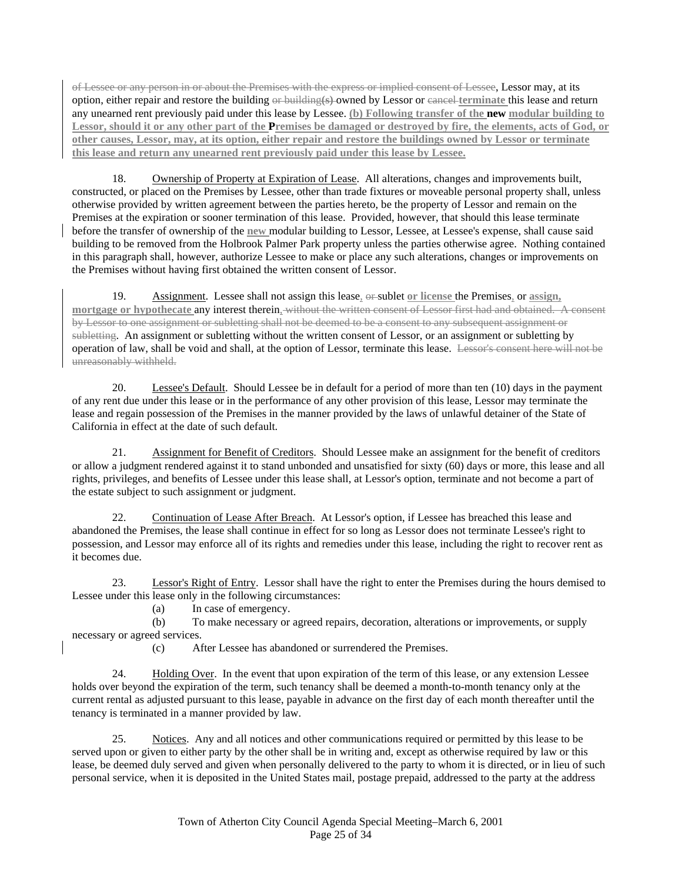~~of Lessee or any person in or about the Premises with the express or implied consent of Lessee~~, Lessor may, at its option, either repair and restore the building ~~or building~~**(s)** owned by Lessor or ~~cancel~~ **terminate** this lease and return any unearned rent previously paid under this lease by Lessee. **(b) Following transfer of the new modular building to Lessor, should it or any other part of the Premises be damaged or destroyed by fire, the elements, acts of God, or other causes, Lessor, may, at its option, either repair and restore the buildings owned by Lessor or terminate this lease and return any unearned rent previously paid under this lease by Lessee.**

18. Ownership of Property at Expiration of Lease. All alterations, changes and improvements built, constructed, or placed on the Premises by Lessee, other than trade fixtures or moveable personal property shall, unless otherwise provided by written agreement between the parties hereto, be the property of Lessor and remain on the Premises at the expiration or sooner termination of this lease. Provided, however, that should this lease terminate before the transfer of ownership of the **new** modular building to Lessor, Lessee, at Lessee's expense, shall cause said building to be removed from the Holbrook Palmer Park property unless the parties otherwise agree. Nothing contained in this paragraph shall, however, authorize Lessee to make or place any such alterations, changes or improvements on the Premises without having first obtained the written consent of Lessor.

19. Assignment. Lessee shall not assign this lease, ~~or~~ sublet **or license** the Premises, or **assign, mortgage or hypothecate** any interest therein. ~~without the written consent of Lessor first had and obtained. A consent by Lessor to one assignment or subletting shall not be deemed to be a consent to any subsequent assignment or subletting~~. An assignment or subletting without the written consent of Lessor, or an assignment or subletting by operation of law, shall be void and shall, at the option of Lessor, terminate this lease. ~~Lessor's consent here will not be unreasonably withheld.~~

20. Lessee's Default. Should Lessee be in default for a period of more than ten (10) days in the payment of any rent due under this lease or in the performance of any other provision of this lease, Lessor may terminate the lease and regain possession of the Premises in the manner provided by the laws of unlawful detainer of the State of California in effect at the date of such default.

21. Assignment for Benefit of Creditors. Should Lessee make an assignment for the benefit of creditors or allow a judgment rendered against it to stand unbonded and unsatisfied for sixty (60) days or more, this lease and all rights, privileges, and benefits of Lessee under this lease shall, at Lessor's option, terminate and not become a part of the estate subject to such assignment or judgment.

22. Continuation of Lease After Breach. At Lessor's option, if Lessee has breached this lease and abandoned the Premises, the lease shall continue in effect for so long as Lessor does not terminate Lessee's right to possession, and Lessor may enforce all of its rights and remedies under this lease, including the right to recover rent as it becomes due.

23. Lessor's Right of Entry. Lessor shall have the right to enter the Premises during the hours demised to Lessee under this lease only in the following circumstances:

(a) In case of emergency.

(b) To make necessary or agreed repairs, decoration, alterations or improvements, or supply necessary or agreed services.

(c) After Lessee has abandoned or surrendered the Premises.

24. Holding Over. In the event that upon expiration of the term of this lease, or any extension Lessee holds over beyond the expiration of the term, such tenancy shall be deemed a month-to-month tenancy only at the current rental as adjusted pursuant to this lease, payable in advance on the first day of each month thereafter until the tenancy is terminated in a manner provided by law.

25. Notices. Any and all notices and other communications required or permitted by this lease to be served upon or given to either party by the other shall be in writing and, except as otherwise required by law or this lease, be deemed duly served and given when personally delivered to the party to whom it is directed, or in lieu of such personal service, when it is deposited in the United States mail, postage prepaid, addressed to the party at the address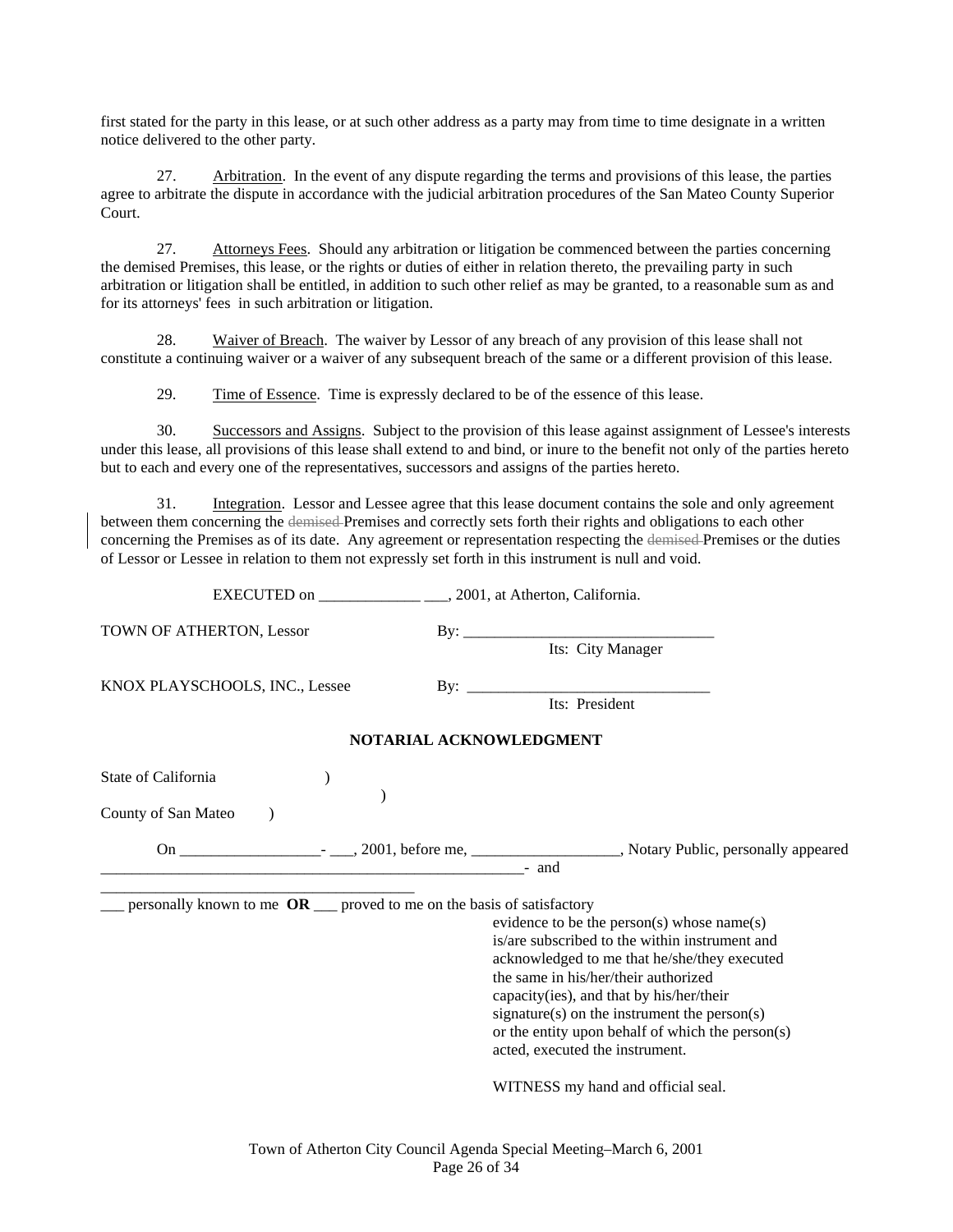first stated for the party in this lease, or at such other address as a party may from time to time designate in a written notice delivered to the other party.

27. Arbitration. In the event of any dispute regarding the terms and provisions of this lease, the parties agree to arbitrate the dispute in accordance with the judicial arbitration procedures of the San Mateo County Superior Court.

27. Attorneys Fees. Should any arbitration or litigation be commenced between the parties concerning the demised Premises, this lease, or the rights or duties of either in relation thereto, the prevailing party in such arbitration or litigation shall be entitled, in addition to such other relief as may be granted, to a reasonable sum as and for its attorneys' fees in such arbitration or litigation.

28. Waiver of Breach. The waiver by Lessor of any breach of any provision of this lease shall not constitute a continuing waiver or a waiver of any subsequent breach of the same or a different provision of this lease.

29. Time of Essence. Time is expressly declared to be of the essence of this lease.

30. Successors and Assigns. Subject to the provision of this lease against assignment of Lessee's interests under this lease, all provisions of this lease shall extend to and bind, or inure to the benefit not only of the parties hereto but to each and every one of the representatives, successors and assigns of the parties hereto.

31. Integration. Lessor and Lessee agree that this lease document contains the sole and only agreement between them concerning the ~~demised~~ Premises and correctly sets forth their rights and obligations to each other concerning the Premises as of its date. Any agreement or representation respecting the ~~demised~~ Premises or the duties of Lessor or Lessee in relation to them not expressly set forth in this instrument is null and void.

EXECUTED on _____________ ___, 2001, at Atherton, California.

TOWN OF ATHERTON, Lessor — By: _______________________________
Its: City Manager

KNOX PLAYSCHOOLS, INC., Lessee — By: _______________________________
Its: President

**NOTARIAL ACKNOWLEDGMENT**

State of California )
)
County of San Mateo )

On _________________- ___, 2001, before me, ___________________, Notary Public, personally appeared ______________________________________________________- and ________________________________________

___ personally known to me **OR** ___ proved to me on the basis of satisfactory evidence to be the person(s) whose name(s) is/are subscribed to the within instrument and acknowledged to me that he/she/they executed the same in his/her/their authorized capacity(ies), and that by his/her/their signature(s) on the instrument the person(s) or the entity upon behalf of which the person(s) acted, executed the instrument.

WITNESS my hand and official seal.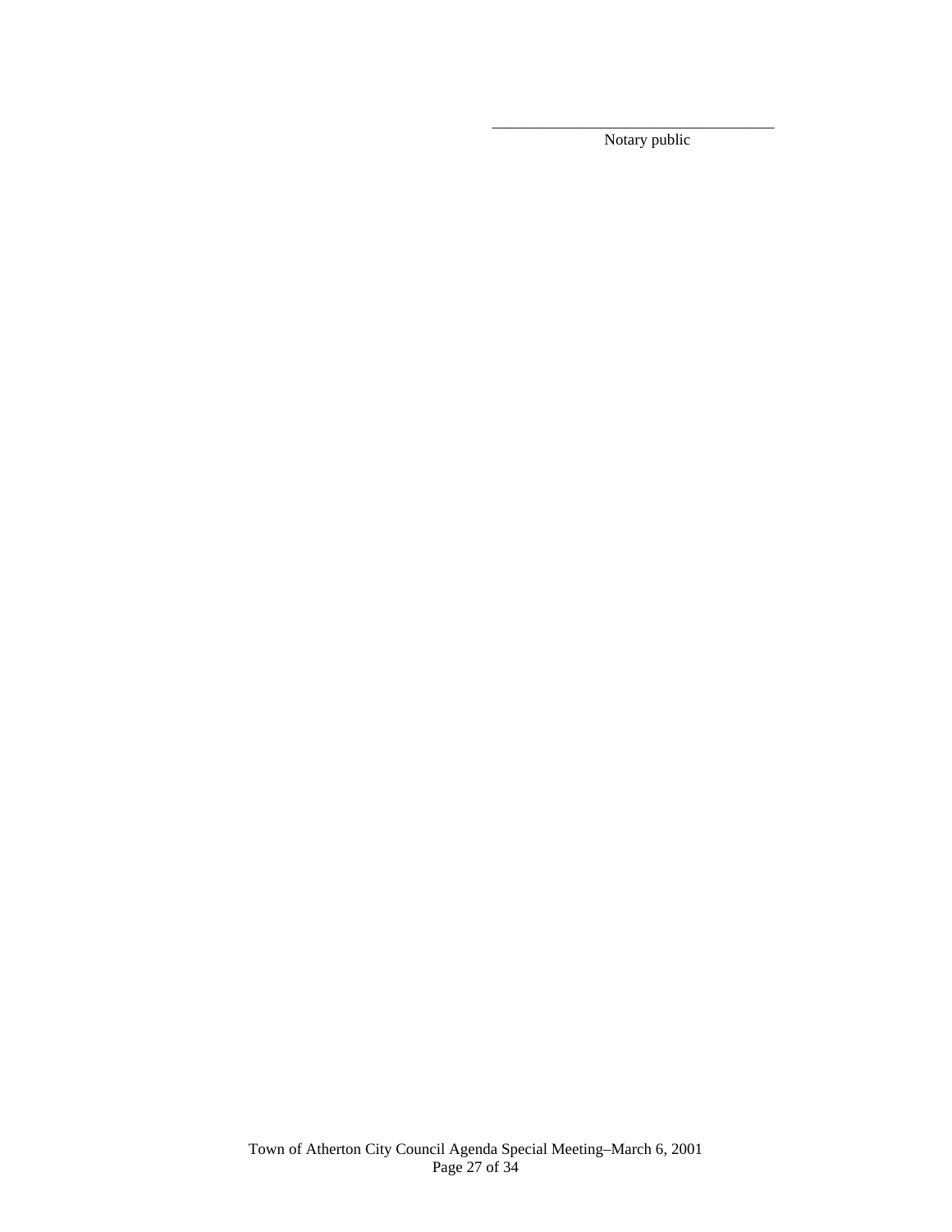\_\_\_\_\_\_\_\_\_\_\_\_\_\_\_\_\_\_\_\_\_\_\_\_\_\_\_\_\_\_\_\_\_\_\_\_\_

Notary public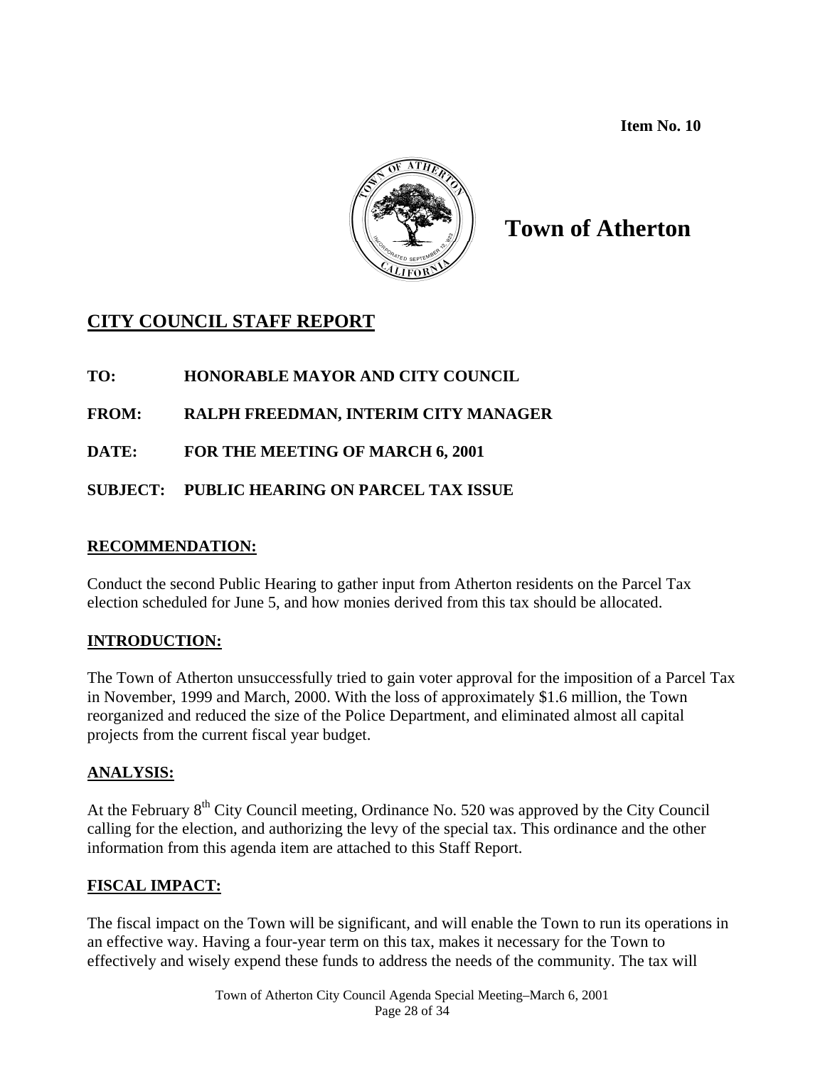**Item No. 10**

# Town of Atherton

## CITY COUNCIL STAFF REPORT

**TO:** HONORABLE MAYOR AND CITY COUNCIL

**FROM:** RALPH FREEDMAN, INTERIM CITY MANAGER

**DATE:** FOR THE MEETING OF MARCH 6, 2001

**SUBJECT:** PUBLIC HEARING ON PARCEL TAX ISSUE

### RECOMMENDATION:

Conduct the second Public Hearing to gather input from Atherton residents on the Parcel Tax election scheduled for June 5, and how monies derived from this tax should be allocated.

### INTRODUCTION:

The Town of Atherton unsuccessfully tried to gain voter approval for the imposition of a Parcel Tax in November, 1999 and March, 2000. With the loss of approximately $1.6 million, the Town reorganized and reduced the size of the Police Department, and eliminated almost all capital projects from the current fiscal year budget.

### ANALYSIS:

At the February 8th City Council meeting, Ordinance No. 520 was approved by the City Council calling for the election, and authorizing the levy of the special tax. This ordinance and the other information from this agenda item are attached to this Staff Report.

### FISCAL IMPACT:

The fiscal impact on the Town will be significant, and will enable the Town to run its operations in an effective way. Having a four-year term on this tax, makes it necessary for the Town to effectively and wisely expend these funds to address the needs of the community. The tax will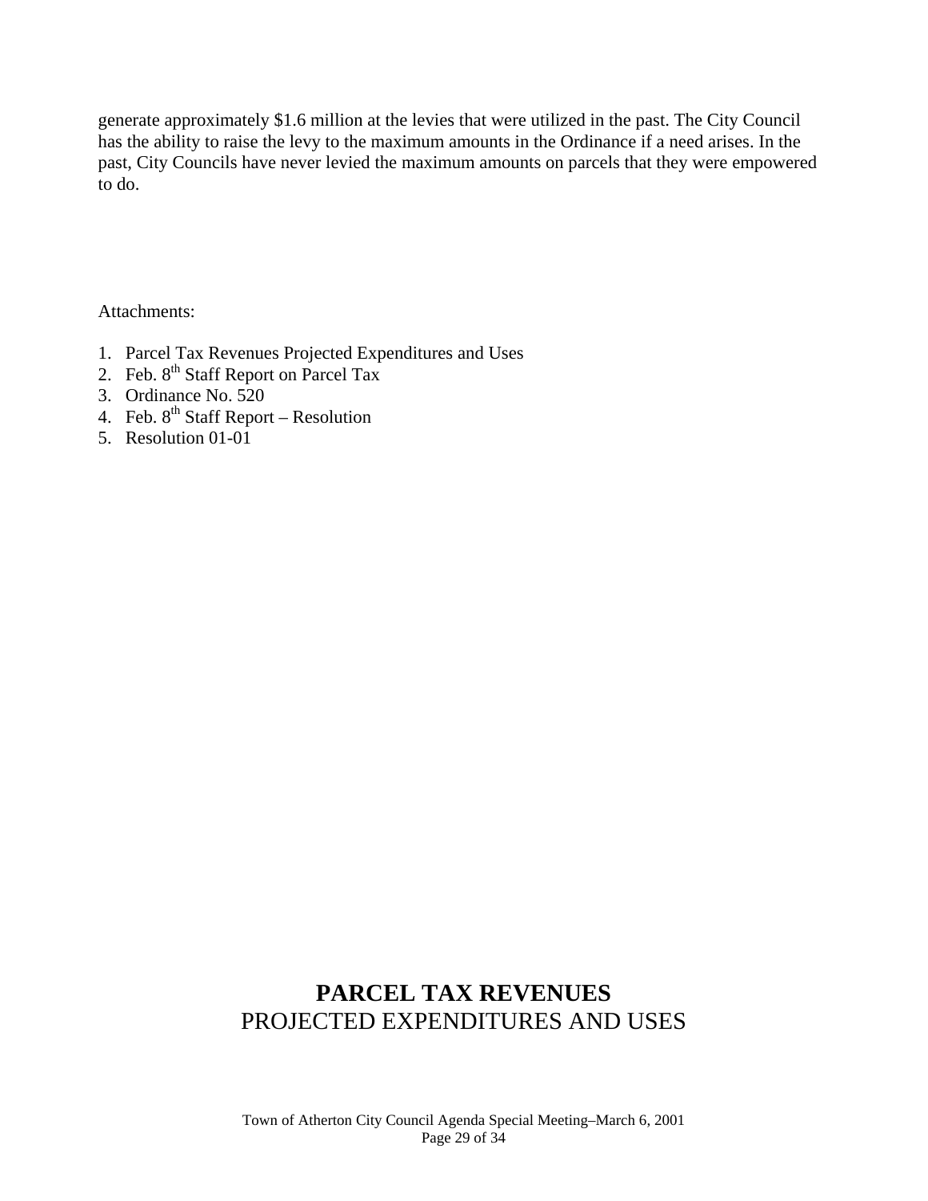generate approximately $1.6 million at the levies that were utilized in the past. The City Council has the ability to raise the levy to the maximum amounts in the Ordinance if a need arises. In the past, City Councils have never levied the maximum amounts on parcels that they were empowered to do.

Attachments:

1. Parcel Tax Revenues Projected Expenditures and Uses
2. Feb. 8th Staff Report on Parcel Tax
3. Ordinance No. 520
4. Feb. 8th Staff Report – Resolution
5. Resolution 01-01

# PARCEL TAX REVENUES
## PROJECTED EXPENDITURES AND USES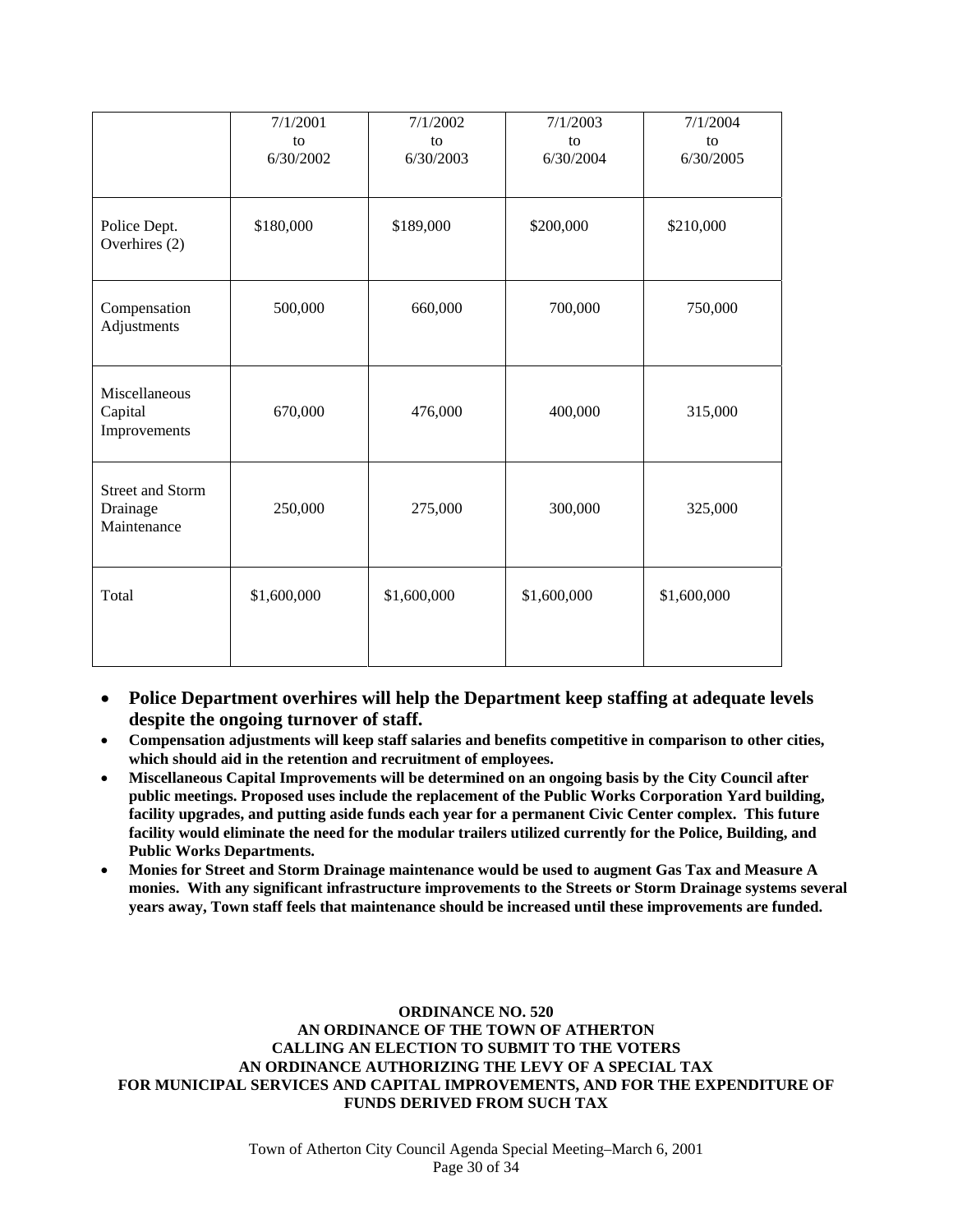| | 7/1/2001 to 6/30/2002 | 7/1/2002 to 6/30/2003 | 7/1/2003 to 6/30/2004 | 7/1/2004 to 6/30/2005 |
|---|---|---|---|---|
| Police Dept. Overhires (2) | $180,000 | $189,000 | $200,000 | $210,000 |
| Compensation Adjustments | 500,000 | 660,000 | 700,000 | 750,000 |
| Miscellaneous Capital Improvements | 670,000 | 476,000 | 400,000 | 315,000 |
| Street and Storm Drainage Maintenance | 250,000 | 275,000 | 300,000 | 325,000 |
| Total | $1,600,000 | $1,600,000 | $1,600,000 | $1,600,000 |

- **Police Department overhires will help the Department keep staffing at adequate levels despite the ongoing turnover of staff.**
- **Compensation adjustments will keep staff salaries and benefits competitive in comparison to other cities, which should aid in the retention and recruitment of employees.**
- **Miscellaneous Capital Improvements will be determined on an ongoing basis by the City Council after public meetings. Proposed uses include the replacement of the Public Works Corporation Yard building, facility upgrades, and putting aside funds each year for a permanent Civic Center complex. This future facility would eliminate the need for the modular trailers utilized currently for the Police, Building, and Public Works Departments.**
- **Monies for Street and Storm Drainage maintenance would be used to augment Gas Tax and Measure A monies. With any significant infrastructure improvements to the Streets or Storm Drainage systems several years away, Town staff feels that maintenance should be increased until these improvements are funded.**

**ORDINANCE NO. 520**
**AN ORDINANCE OF THE TOWN OF ATHERTON**
**CALLING AN ELECTION TO SUBMIT TO THE VOTERS**
**AN ORDINANCE AUTHORIZING THE LEVY OF A SPECIAL TAX**
**FOR MUNICIPAL SERVICES AND CAPITAL IMPROVEMENTS, AND FOR THE EXPENDITURE OF FUNDS DERIVED FROM SUCH TAX**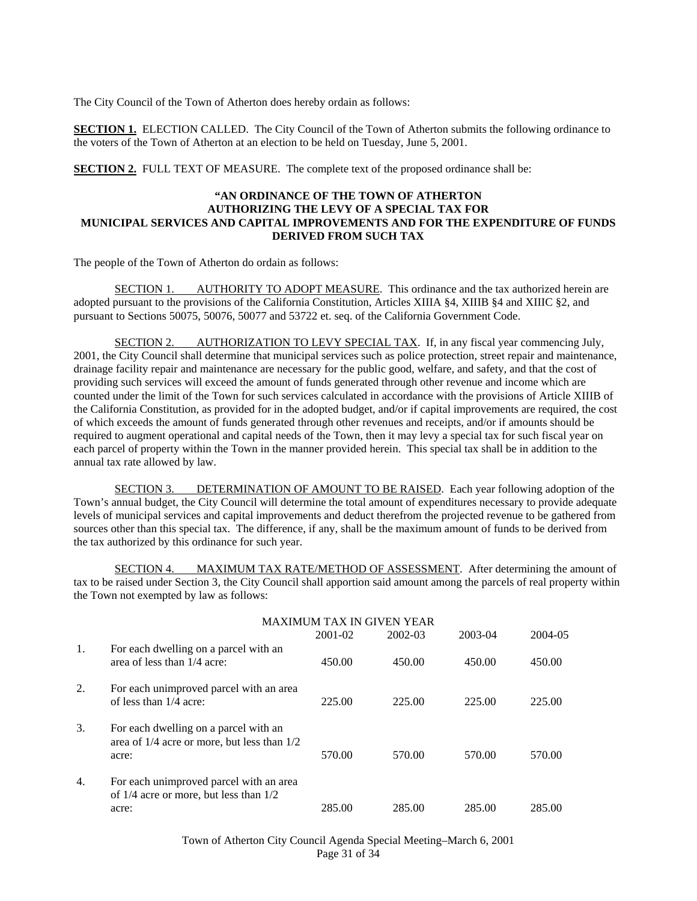The City Council of the Town of Atherton does hereby ordain as follows:

**SECTION 1.** ELECTION CALLED. The City Council of the Town of Atherton submits the following ordinance to the voters of the Town of Atherton at an election to be held on Tuesday, June 5, 2001.

**SECTION 2.** FULL TEXT OF MEASURE. The complete text of the proposed ordinance shall be:

**"AN ORDINANCE OF THE TOWN OF ATHERTON AUTHORIZING THE LEVY OF A SPECIAL TAX FOR MUNICIPAL SERVICES AND CAPITAL IMPROVEMENTS AND FOR THE EXPENDITURE OF FUNDS DERIVED FROM SUCH TAX**

The people of the Town of Atherton do ordain as follows:

SECTION 1. AUTHORITY TO ADOPT MEASURE. This ordinance and the tax authorized herein are adopted pursuant to the provisions of the California Constitution, Articles XIIIA §4, XIIIB §4 and XIIIC §2, and pursuant to Sections 50075, 50076, 50077 and 53722 et. seq. of the California Government Code.

SECTION 2. AUTHORIZATION TO LEVY SPECIAL TAX. If, in any fiscal year commencing July, 2001, the City Council shall determine that municipal services such as police protection, street repair and maintenance, drainage facility repair and maintenance are necessary for the public good, welfare, and safety, and that the cost of providing such services will exceed the amount of funds generated through other revenue and income which are counted under the limit of the Town for such services calculated in accordance with the provisions of Article XIIIB of the California Constitution, as provided for in the adopted budget, and/or if capital improvements are required, the cost of which exceeds the amount of funds generated through other revenues and receipts, and/or if amounts should be required to augment operational and capital needs of the Town, then it may levy a special tax for such fiscal year on each parcel of property within the Town in the manner provided herein. This special tax shall be in addition to the annual tax rate allowed by law.

SECTION 3. DETERMINATION OF AMOUNT TO BE RAISED. Each year following adoption of the Town's annual budget, the City Council will determine the total amount of expenditures necessary to provide adequate levels of municipal services and capital improvements and deduct therefrom the projected revenue to be gathered from sources other than this special tax. The difference, if any, shall be the maximum amount of funds to be derived from the tax authorized by this ordinance for such year.

SECTION 4. MAXIMUM TAX RATE/METHOD OF ASSESSMENT. After determining the amount of tax to be raised under Section 3, the City Council shall apportion said amount among the parcels of real property within the Town not exempted by law as follows:

| | | MAXIMUM TAX IN GIVEN YEAR | | | |
|---|---|---|---|---|---|
| | | 2001-02 | 2002-03 | 2003-04 | 2004-05 |
| 1. | For each dwelling on a parcel with an area of less than 1/4 acre: | 450.00 | 450.00 | 450.00 | 450.00 |
| 2. | For each unimproved parcel with an area of less than 1/4 acre: | 225.00 | 225.00 | 225.00 | 225.00 |
| 3. | For each dwelling on a parcel with an area of 1/4 acre or more, but less than 1/2 acre: | 570.00 | 570.00 | 570.00 | 570.00 |
| 4. | For each unimproved parcel with an area of 1/4 acre or more, but less than 1/2 acre: | 285.00 | 285.00 | 285.00 | 285.00 |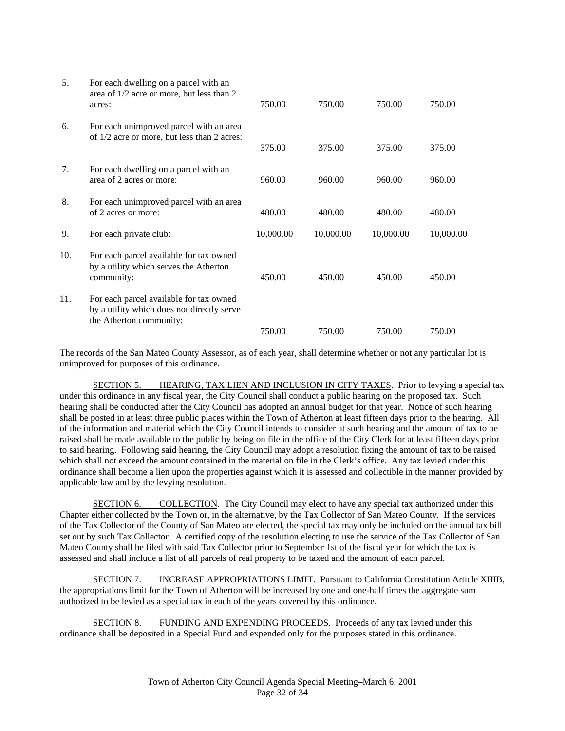| | | | | | |
|---|---|---|---|---|---|
| 5. | For each dwelling on a parcel with an area of 1/2 acre or more, but less than 2 acres: | 750.00 | 750.00 | 750.00 | 750.00 |
| 6. | For each unimproved parcel with an area of 1/2 acre or more, but less than 2 acres: | 375.00 | 375.00 | 375.00 | 375.00 |
| 7. | For each dwelling on a parcel with an area of 2 acres or more: | 960.00 | 960.00 | 960.00 | 960.00 |
| 8. | For each unimproved parcel with an area of 2 acres or more: | 480.00 | 480.00 | 480.00 | 480.00 |
| 9. | For each private club: | 10,000.00 | 10,000.00 | 10,000.00 | 10,000.00 |
| 10. | For each parcel available for tax owned by a utility which serves the Atherton community: | 450.00 | 450.00 | 450.00 | 450.00 |
| 11. | For each parcel available for tax owned by a utility which does not directly serve the Atherton community: | 750.00 | 750.00 | 750.00 | 750.00 |

The records of the San Mateo County Assessor, as of each year, shall determine whether or not any particular lot is unimproved for purposes of this ordinance.

SECTION 5. HEARING, TAX LIEN AND INCLUSION IN CITY TAXES. Prior to levying a special tax under this ordinance in any fiscal year, the City Council shall conduct a public hearing on the proposed tax. Such hearing shall be conducted after the City Council has adopted an annual budget for that year. Notice of such hearing shall be posted in at least three public places within the Town of Atherton at least fifteen days prior to the hearing. All of the information and material which the City Council intends to consider at such hearing and the amount of tax to be raised shall be made available to the public by being on file in the office of the City Clerk for at least fifteen days prior to said hearing. Following said hearing, the City Council may adopt a resolution fixing the amount of tax to be raised which shall not exceed the amount contained in the material on file in the Clerk's office. Any tax levied under this ordinance shall become a lien upon the properties against which it is assessed and collectible in the manner provided by applicable law and by the levying resolution.

SECTION 6. COLLECTION. The City Council may elect to have any special tax authorized under this Chapter either collected by the Town or, in the alternative, by the Tax Collector of San Mateo County. If the services of the Tax Collector of the County of San Mateo are elected, the special tax may only be included on the annual tax bill set out by such Tax Collector. A certified copy of the resolution electing to use the service of the Tax Collector of San Mateo County shall be filed with said Tax Collector prior to September 1st of the fiscal year for which the tax is assessed and shall include a list of all parcels of real property to be taxed and the amount of each parcel.

SECTION 7. INCREASE APPROPRIATIONS LIMIT. Pursuant to California Constitution Article XIIIB, the appropriations limit for the Town of Atherton will be increased by one and one-half times the aggregate sum authorized to be levied as a special tax in each of the years covered by this ordinance.

SECTION 8. FUNDING AND EXPENDING PROCEEDS. Proceeds of any tax levied under this ordinance shall be deposited in a Special Fund and expended only for the purposes stated in this ordinance.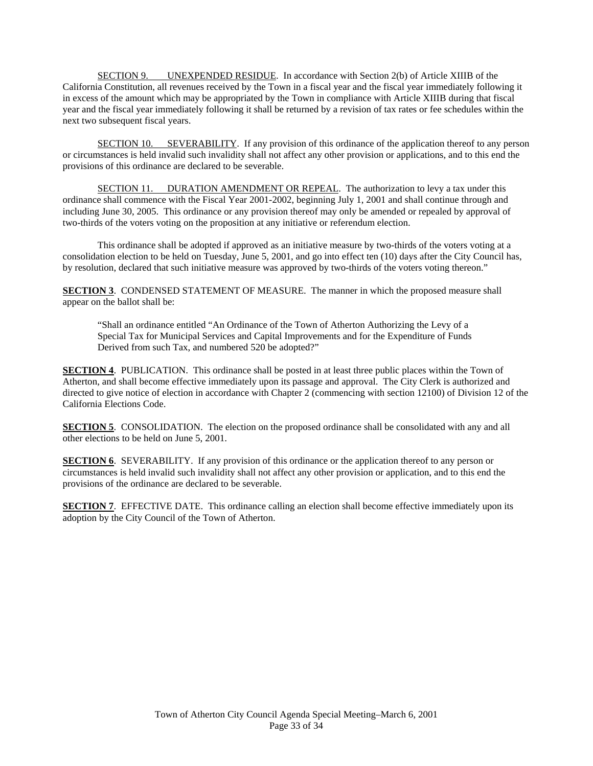SECTION 9. UNEXPENDED RESIDUE. In accordance with Section 2(b) of Article XIIIB of the California Constitution, all revenues received by the Town in a fiscal year and the fiscal year immediately following it in excess of the amount which may be appropriated by the Town in compliance with Article XIIIB during that fiscal year and the fiscal year immediately following it shall be returned by a revision of tax rates or fee schedules within the next two subsequent fiscal years.

SECTION 10. SEVERABILITY. If any provision of this ordinance of the application thereof to any person or circumstances is held invalid such invalidity shall not affect any other provision or applications, and to this end the provisions of this ordinance are declared to be severable.

SECTION 11. DURATION AMENDMENT OR REPEAL. The authorization to levy a tax under this ordinance shall commence with the Fiscal Year 2001-2002, beginning July 1, 2001 and shall continue through and including June 30, 2005. This ordinance or any provision thereof may only be amended or repealed by approval of two-thirds of the voters voting on the proposition at any initiative or referendum election.

This ordinance shall be adopted if approved as an initiative measure by two-thirds of the voters voting at a consolidation election to be held on Tuesday, June 5, 2001, and go into effect ten (10) days after the City Council has, by resolution, declared that such initiative measure was approved by two-thirds of the voters voting thereon."

**SECTION 3**. CONDENSED STATEMENT OF MEASURE. The manner in which the proposed measure shall appear on the ballot shall be:

> "Shall an ordinance entitled "An Ordinance of the Town of Atherton Authorizing the Levy of a Special Tax for Municipal Services and Capital Improvements and for the Expenditure of Funds Derived from such Tax, and numbered 520 be adopted?"

**SECTION 4**. PUBLICATION. This ordinance shall be posted in at least three public places within the Town of Atherton, and shall become effective immediately upon its passage and approval. The City Clerk is authorized and directed to give notice of election in accordance with Chapter 2 (commencing with section 12100) of Division 12 of the California Elections Code.

**SECTION 5**. CONSOLIDATION. The election on the proposed ordinance shall be consolidated with any and all other elections to be held on June 5, 2001.

**SECTION 6**. SEVERABILITY. If any provision of this ordinance or the application thereof to any person or circumstances is held invalid such invalidity shall not affect any other provision or application, and to this end the provisions of the ordinance are declared to be severable.

**SECTION 7**. EFFECTIVE DATE. This ordinance calling an election shall become effective immediately upon its adoption by the City Council of the Town of Atherton.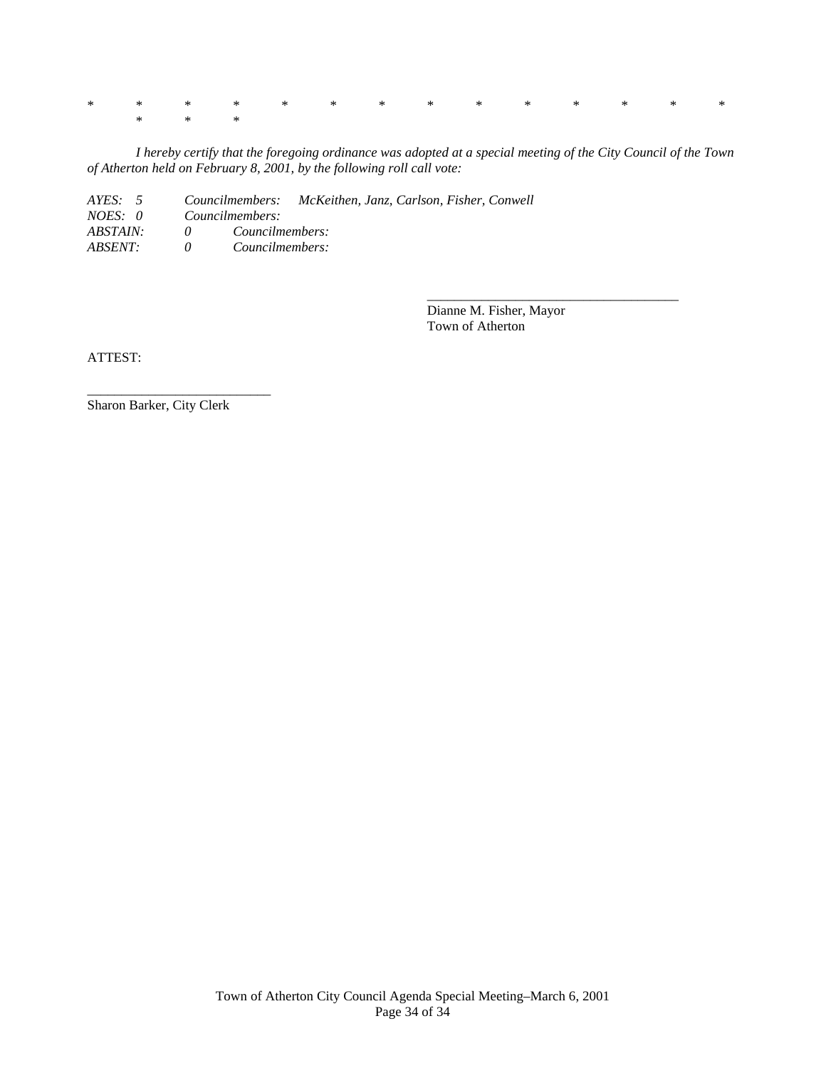\*   \*   \*   \*   \*   \*   \*   \*   \*   \*   \*   \*   \*   \*   \*   \*   \*

*I hereby certify that the foregoing ordinance was adopted at a special meeting of the City Council of the Town of Atherton held on February 8, 2001, by the following roll call vote:*

*AYES: 5 Councilmembers: McKeithen, Janz, Carlson, Fisher, Conwell*
*NOES: 0 Councilmembers:*
*ABSTAIN: 0 Councilmembers:*
*ABSENT: 0 Councilmembers:*

\_\_\_\_\_\_\_\_\_\_\_\_\_\_\_\_\_\_\_\_\_\_\_\_\_\_\_\_\_\_\_\_\_\_\_\_\_
Dianne M. Fisher, Mayor
Town of Atherton

ATTEST:

\_\_\_\_\_\_\_\_\_\_\_\_\_\_\_\_\_\_\_\_\_\_\_\_\_\_\_
Sharon Barker, City Clerk